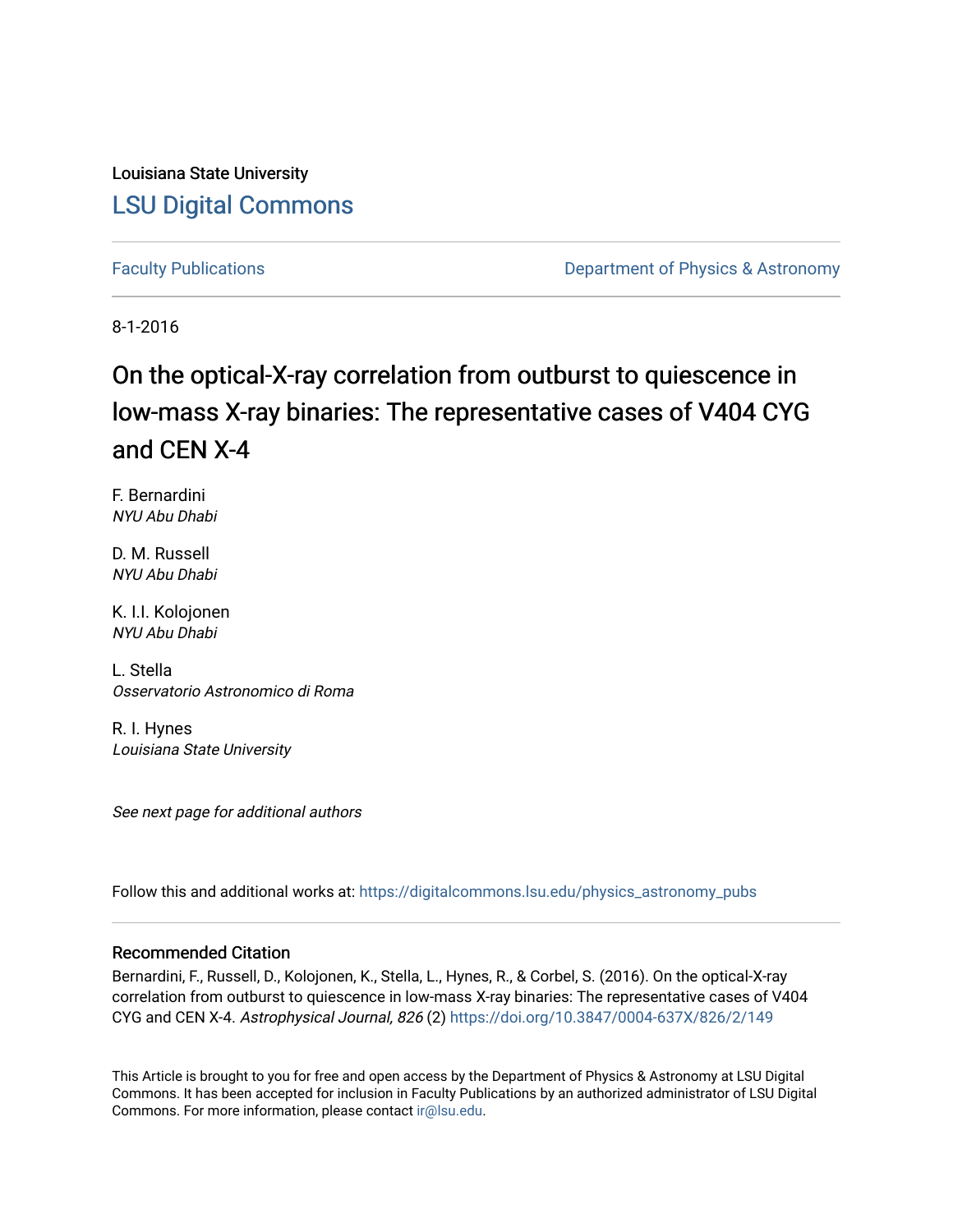Louisiana State University

## LSU Digital Commons

Faculty Publications

Department of Physics & Astronomy

8-1-2016

# On the optical-X-ray correlation from outburst to quiescence in low-mass X-ray binaries: The representative cases of V404 CYG and CEN X-4

F. Bernardini
*NYU Abu Dhabi*

D. M. Russell
*NYU Abu Dhabi*

K. I.I. Kolojonen
*NYU Abu Dhabi*

L. Stella
*Osservatorio Astronomico di Roma*

R. I. Hynes
*Louisiana State University*

*See next page for additional authors*

Follow this and additional works at: https://digitalcommons.lsu.edu/physics_astronomy_pubs

### Recommended Citation

Bernardini, F., Russell, D., Kolojonen, K., Stella, L., Hynes, R., & Corbel, S. (2016). On the optical-X-ray correlation from outburst to quiescence in low-mass X-ray binaries: The representative cases of V404 CYG and CEN X-4. *Astrophysical Journal, 826* (2) https://doi.org/10.3847/0004-637X/826/2/149

This Article is brought to you for free and open access by the Department of Physics & Astronomy at LSU Digital Commons. It has been accepted for inclusion in Faculty Publications by an authorized administrator of LSU Digital Commons. For more information, please contact ir@lsu.edu.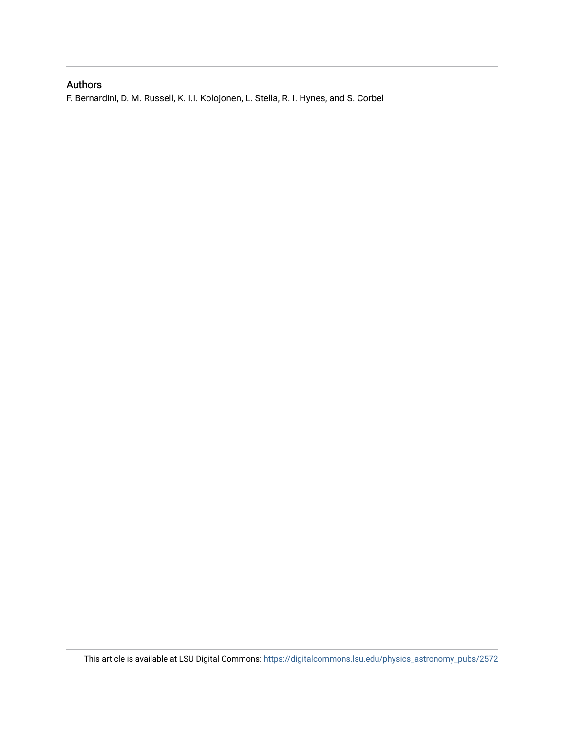## Authors

F. Bernardini, D. M. Russell, K. I.I. Kolojonen, L. Stella, R. I. Hynes, and S. Corbel

This article is available at LSU Digital Commons: https://digitalcommons.lsu.edu/physics_astronomy_pubs/2572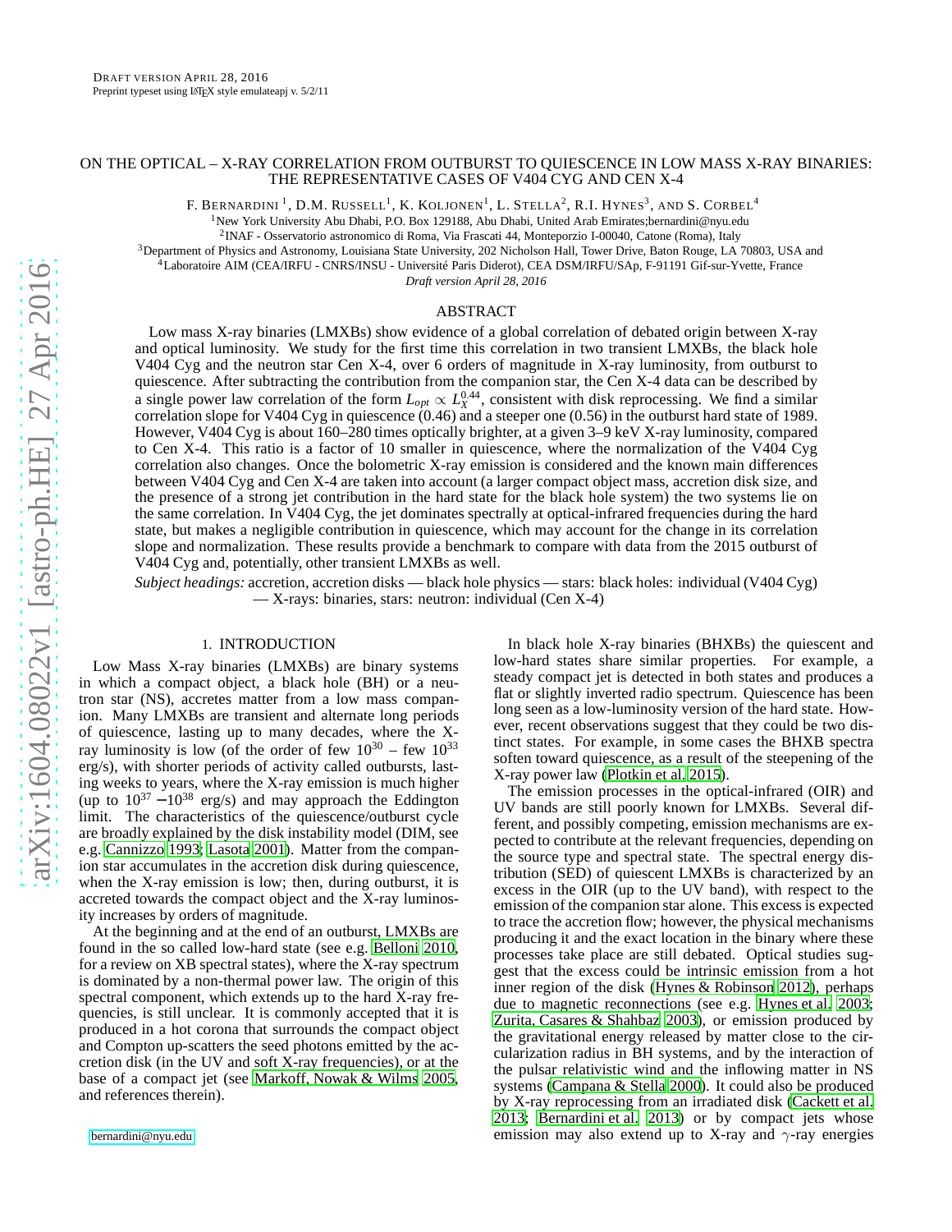# ON THE OPTICAL – X-RAY CORRELATION FROM OUTBURST TO QUIESCENCE IN LOW MASS X-RAY BINARIES: THE REPRESENTATIVE CASES OF V404 CYG AND CEN X-4

F. BERNARDINI [1], D.M. RUSSELL[1], K. KOLJONEN[1], L. STELLA[2], R.I. HYNES[3], AND S. CORBEL[4]

[1]New York University Abu Dhabi, P.O. Box 129188, Abu Dhabi, United Arab Emirates;bernardini@nyu.edu

[2]INAF - Osservatorio astronomico di Roma, Via Frascati 44, Monteporzio I-00040, Catone (Roma), Italy

[3]Department of Physics and Astronomy, Louisiana State University, 202 Nicholson Hall, Tower Drive, Baton Rouge, LA 70803, USA and

[4]Laboratoire AIM (CEA/IRFU - CNRS/INSU - Université Paris Diderot), CEA DSM/IRFU/SAp, F-91191 Gif-sur-Yvette, France

*Draft version April 28, 2016*

## ABSTRACT

Low mass X-ray binaries (LMXBs) show evidence of a global correlation of debated origin between X-ray and optical luminosity. We study for the first time this correlation in two transient LMXBs, the black hole V404 Cyg and the neutron star Cen X-4, over 6 orders of magnitude in X-ray luminosity, from outburst to quiescence. After subtracting the contribution from the companion star, the Cen X-4 data can be described by a single power law correlation of the form $L_{opt} \propto L_X^{0.44}$, consistent with disk reprocessing. We find a similar correlation slope for V404 Cyg in quiescence (0.46) and a steeper one (0.56) in the outburst hard state of 1989. However, V404 Cyg is about 160–280 times optically brighter, at a given 3–9 keV X-ray luminosity, compared to Cen X-4. This ratio is a factor of 10 smaller in quiescence, where the normalization of the V404 Cyg correlation also changes. Once the bolometric X-ray emission is considered and the known main differences between V404 Cyg and Cen X-4 are taken into account (a larger compact object mass, accretion disk size, and the presence of a strong jet contribution in the hard state for the black hole system) the two systems lie on the same correlation. In V404 Cyg, the jet dominates spectrally at optical-infrared frequencies during the hard state, but makes a negligible contribution in quiescence, which may account for the change in its correlation slope and normalization. These results provide a benchmark to compare with data from the 2015 outburst of V404 Cyg and, potentially, other transient LMXBs as well.

*Subject headings:* accretion, accretion disks — black hole physics — stars: black holes: individual (V404 Cyg) — X-rays: binaries, stars: neutron: individual (Cen X-4)

## 1. INTRODUCTION

Low Mass X-ray binaries (LMXBs) are binary systems in which a compact object, a black hole (BH) or a neutron star (NS), accretes matter from a low mass companion. Many LMXBs are transient and alternate long periods of quiescence, lasting up to many decades, where the X-ray luminosity is low (of the order of few $10^{30}$ – few $10^{33}$ erg/s), with shorter periods of activity called outbursts, lasting weeks to years, where the X-ray emission is much higher (up to $10^{37}$ $-10^{38}$ erg/s) and may approach the Eddington limit. The characteristics of the quiescence/outburst cycle are broadly explained by the disk instability model (DIM, see e.g. Cannizzo 1993; Lasota 2001). Matter from the companion star accumulates in the accretion disk during quiescence, when the X-ray emission is low; then, during outburst, it is accreted towards the compact object and the X-ray luminosity increases by orders of magnitude.

At the beginning and at the end of an outburst, LMXBs are found in the so called low-hard state (see e.g. Belloni 2010, for a review on XB spectral states), where the X-ray spectrum is dominated by a non-thermal power law. The origin of this spectral component, which extends up to the hard X-ray frequencies, is still unclear. It is commonly accepted that it is produced in a hot corona that surrounds the compact object and Compton up-scatters the seed photons emitted by the accretion disk (in the UV and soft X-ray frequencies), or at the base of a compact jet (see Markoff, Nowak & Wilms 2005, and references therein).

In black hole X-ray binaries (BHXBs) the quiescent and low-hard states share similar properties. For example, a steady compact jet is detected in both states and produces a flat or slightly inverted radio spectrum. Quiescence has been long seen as a low-luminosity version of the hard state. However, recent observations suggest that they could be two distinct states. For example, in some cases the BHXB spectra soften toward quiescence, as a result of the steepening of the X-ray power law (Plotkin et al. 2015).

The emission processes in the optical-infrared (OIR) and UV bands are still poorly known for LMXBs. Several different, and possibly competing, emission mechanisms are expected to contribute at the relevant frequencies, depending on the source type and spectral state. The spectral energy distribution (SED) of quiescent LMXBs is characterized by an excess in the OIR (up to the UV band), with respect to the emission of the companion star alone. This excess is expected to trace the accretion flow; however, the physical mechanisms producing it and the exact location in the binary where these processes take place are still debated. Optical studies suggest that the excess could be intrinsic emission from a hot inner region of the disk (Hynes & Robinson 2012), perhaps due to magnetic reconnections (see e.g. Hynes et al. 2003; Zurita, Casares & Shahbaz 2003), or emission produced by the gravitational energy released by matter close to the circularization radius in BH systems, and by the interaction of the pulsar relativistic wind and the inflowing matter in NS systems (Campana & Stella 2000). It could also be produced by X-ray reprocessing from an irradiated disk (Cackett et al. 2013; Bernardini et al. 2013) or by compact jets whose emission may also extend up to X-ray and $\gamma$-ray energies

bernardini@nyu.edu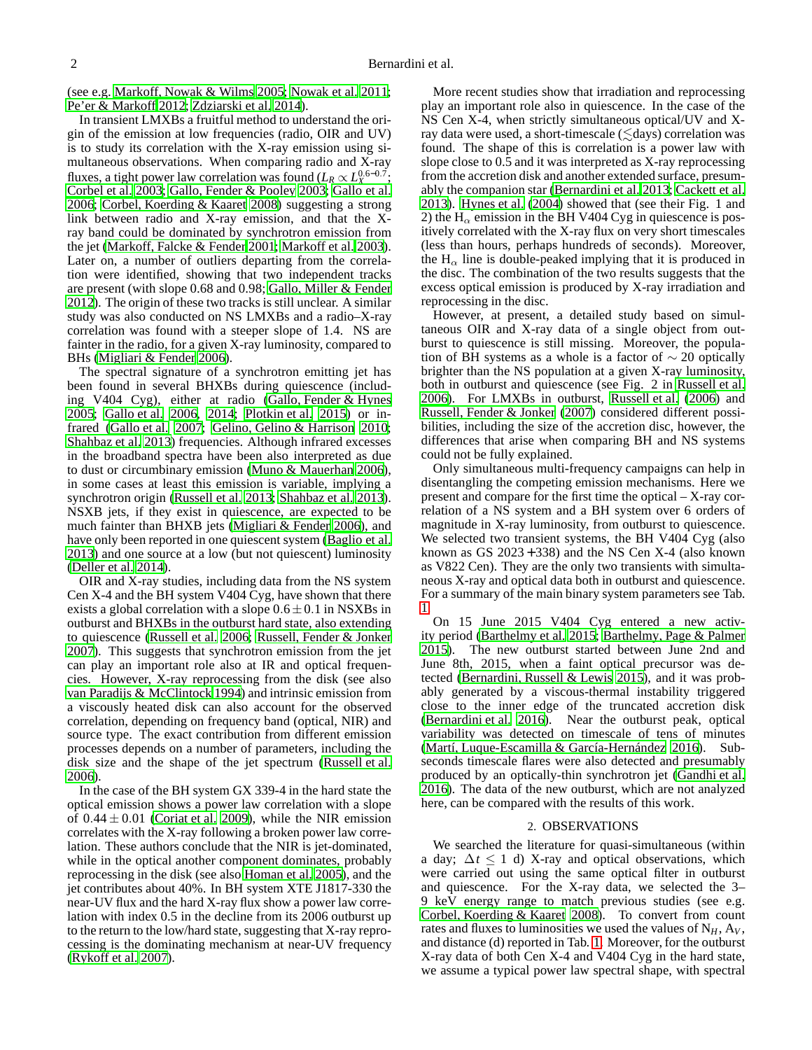(see e.g. Markoff, Nowak & Wilms 2005; Nowak et al. 2011; Pe'er & Markoff 2012; Zdziarski et al. 2014).

In transient LMXBs a fruitful method to understand the origin of the emission at low frequencies (radio, OIR and UV) is to study its correlation with the X-ray emission using simultaneous observations. When comparing radio and X-ray fluxes, a tight power law correlation was found ($L_R \propto L_X^{0.6-0.7}$; Corbel et al. 2003; Gallo, Fender & Pooley 2003; Gallo et al. 2006; Corbel, Koerding & Kaaret 2008) suggesting a strong link between radio and X-ray emission, and that the X-ray band could be dominated by synchrotron emission from the jet (Markoff, Falcke & Fender 2001; Markoff et al. 2003). Later on, a number of outliers departing from the correlation were identified, showing that two independent tracks are present (with slope 0.68 and 0.98; Gallo, Miller & Fender 2012). The origin of these two tracks is still unclear. A similar study was also conducted on NS LMXBs and a radio–X-ray correlation was found with a steeper slope of 1.4. NS are fainter in the radio, for a given X-ray luminosity, compared to BHs (Migliari & Fender 2006).

The spectral signature of a synchrotron emitting jet has been found in several BHXBs during quiescence (including V404 Cyg), either at radio (Gallo, Fender & Hynes 2005; Gallo et al. 2006, 2014; Plotkin et al. 2015) or infrared (Gallo et al. 2007; Gelino, Gelino & Harrison 2010; Shahbaz et al. 2013) frequencies. Although infrared excesses in the broadband spectra have been also interpreted as due to dust or circumbinary emission (Muno & Mauerhan 2006), in some cases at least this emission is variable, implying a synchrotron origin (Russell et al. 2013; Shahbaz et al. 2013). NSXB jets, if they exist in quiescence, are expected to be much fainter than BHXB jets (Migliari & Fender 2006), and have only been reported in one quiescent system (Baglio et al. 2013) and one source at a low (but not quiescent) luminosity (Deller et al. 2014).

OIR and X-ray studies, including data from the NS system Cen X-4 and the BH system V404 Cyg, have shown that there exists a global correlation with a slope $0.6 \pm 0.1$ in NSXBs in outburst and BHXBs in the outburst hard state, also extending to quiescence (Russell et al. 2006; Russell, Fender & Jonker 2007). This suggests that synchrotron emission from the jet can play an important role also at IR and optical frequencies. However, X-ray reprocessing from the disk (see also van Paradijs & McClintock 1994) and intrinsic emission from a viscously heated disk can also account for the observed correlation, depending on frequency band (optical, NIR) and source type. The exact contribution from different emission processes depends on a number of parameters, including the disk size and the shape of the jet spectrum (Russell et al. 2006).

In the case of the BH system GX 339-4 in the hard state the optical emission shows a power law correlation with a slope of $0.44 \pm 0.01$ (Coriat et al. 2009), while the NIR emission correlates with the X-ray following a broken power law correlation. These authors conclude that the NIR is jet-dominated, while in the optical another component dominates, probably reprocessing in the disk (see also Homan et al. 2005), and the jet contributes about 40%. In BH system XTE J1817-330 the near-UV flux and the hard X-ray flux show a power law correlation with index 0.5 in the decline from its 2006 outburst up to the return to the low/hard state, suggesting that X-ray reprocessing is the dominating mechanism at near-UV frequency (Rykoff et al. 2007).

More recent studies show that irradiation and reprocessing play an important role also in quiescence. In the case of the NS Cen X-4, when strictly simultaneous optical/UV and X-ray data were used, a short-timescale ($\lesssim$days) correlation was found. The shape of this is correlation is a power law with slope close to 0.5 and it was interpreted as X-ray reprocessing from the accretion disk and another extended surface, presumably the companion star (Bernardini et al. 2013; Cackett et al. 2013). Hynes et al. (2004) showed that (see their Fig. 1 and 2) the $H_\alpha$ emission in the BH V404 Cyg in quiescence is positively correlated with the X-ray flux on very short timescales (less than hours, perhaps hundreds of seconds). Moreover, the $H_\alpha$ line is double-peaked implying that it is produced in the disc. The combination of the two results suggests that the excess optical emission is produced by X-ray irradiation and reprocessing in the disc.

However, at present, a detailed study based on simultaneous OIR and X-ray data of a single object from outburst to quiescence is still missing. Moreover, the population of BH systems as a whole is a factor of $\sim 20$ optically brighter than the NS population at a given X-ray luminosity, both in outburst and quiescence (see Fig. 2 in Russell et al. 2006). For LMXBs in outburst, Russell et al. (2006) and Russell, Fender & Jonker (2007) considered different possibilities, including the size of the accretion disc, however, the differences that arise when comparing BH and NS systems could not be fully explained.

Only simultaneous multi-frequency campaigns can help in disentangling the competing emission mechanisms. Here we present and compare for the first time the optical – X-ray correlation of a NS system and a BH system over 6 orders of magnitude in X-ray luminosity, from outburst to quiescence. We selected two transient systems, the BH V404 Cyg (also known as GS 2023+338) and the NS Cen X-4 (also known as V822 Cen). They are the only two transients with simultaneous X-ray and optical data both in outburst and quiescence. For a summary of the main binary system parameters see Tab. 1.

On 15 June 2015 V404 Cyg entered a new activity period (Barthelmy et al. 2015; Barthelmy, Page & Palmer 2015). The new outburst started between June 2nd and June 8th, 2015, when a faint optical precursor was detected (Bernardini, Russell & Lewis 2015), and it was probably generated by a viscous-thermal instability triggered close to the inner edge of the truncated accretion disk (Bernardini et al. 2016). Near the outburst peak, optical variability was detected on timescale of tens of minutes (Martí, Luque-Escamilla & García-Hernández 2016). Sub-seconds timescale flares were also detected and presumably produced by an optically-thin synchrotron jet (Gandhi et al. 2016). The data of the new outburst, which are not analyzed here, can be compared with the results of this work.

## 2. OBSERVATIONS

We searched the literature for quasi-simultaneous (within a day; $\Delta t \leq 1$ d) X-ray and optical observations, which were carried out using the same optical filter in outburst and quiescence. For the X-ray data, we selected the 3–9 keV energy range to match previous studies (see e.g. Corbel, Koerding & Kaaret 2008). To convert from count rates and fluxes to luminosities we used the values of $N_H$, $A_V$, and distance (d) reported in Tab. 1. Moreover, for the outburst X-ray data of both Cen X-4 and V404 Cyg in the hard state, we assume a typical power law spectral shape, with spectral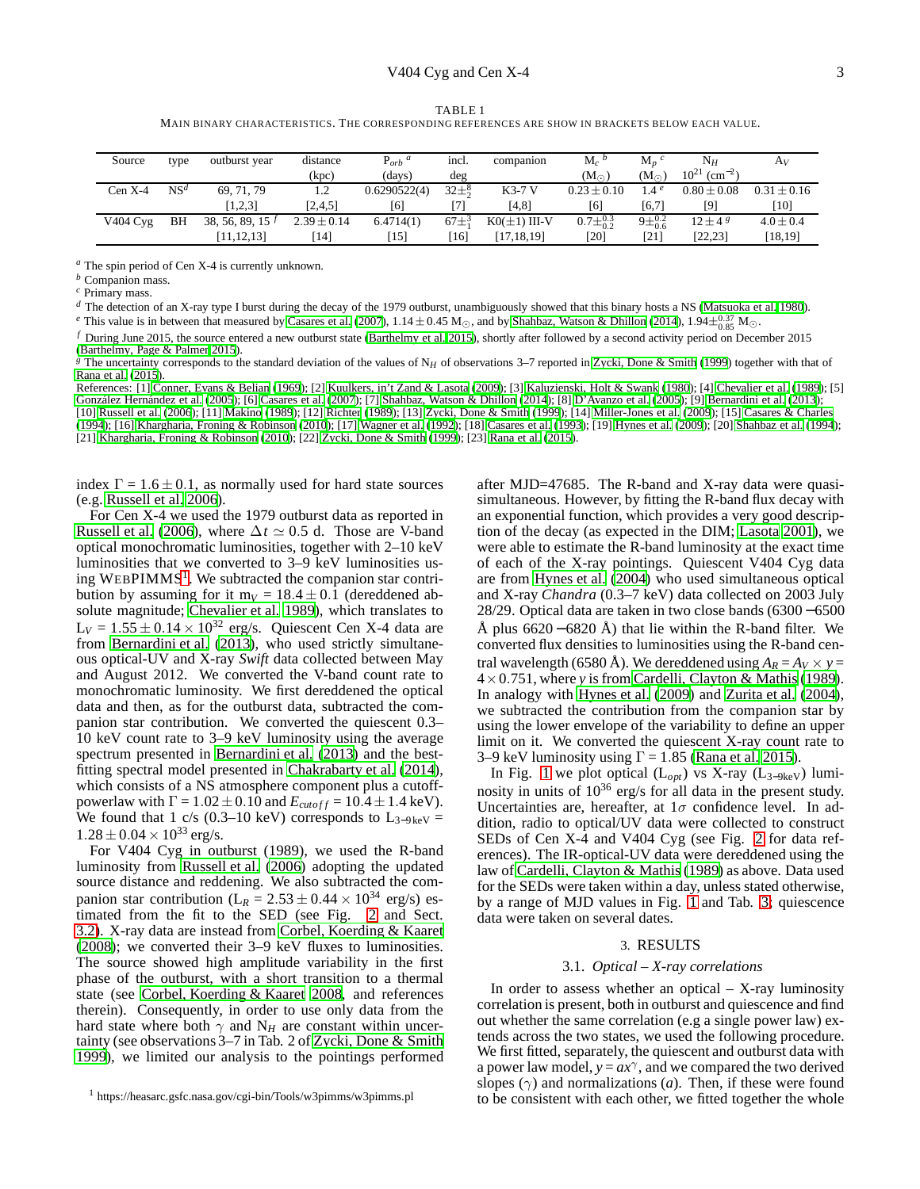TABLE 1

MAIN BINARY CHARACTERISTICS. THE CORRESPONDING REFERENCES ARE SHOW IN BRACKETS BELOW EACH VALUE.

| Source | type | outburst year | distance (kpc) | $P_{orb}$ [a] (days) | incl. deg | companion | $M_c$ [b] ($M_\odot$) | $M_p$ [c] ($M_\odot$) | $N_H$ $10^{21}$ ($cm^{-2}$) | $A_V$ |
|---|---|---|---|---|---|---|---|---|---|---|
| Cen X-4 | NS[d] | 69, 71, 79 | 1.2 | 0.6290522(4) | $32^{+8}_{-2}$ | K3-7 V | $0.23 \pm 0.10$ | 1.4 [e] | $0.80 \pm 0.08$ | $0.31 \pm 0.16$ |
| | | [1,2,3] | [2,4,5] | [6] | [7] | [4,8] | [6] | [6,7] | [9] | [10] |
| V404 Cyg | BH | 38, 56, 89, 15 [f] | $2.39 \pm 0.14$ | 6.4714(1) | $67^{+3}_{-1}$ | K0($\pm$1) III-V | $0.7^{+0.3}_{-0.2}$ | $9^{+0.2}_{-0.6}$ | $12 \pm 4$ [g] | $4.0 \pm 0.4$ |
| | | [11,12,13] | [14] | [15] | [16] | [17,18,19] | [20] | [21] | [22,23] | [18,19] |

[a] The spin period of Cen X-4 is currently unknown.
[b] Companion mass.
[c] Primary mass.
[d] The detection of an X-ray type I burst during the decay of the 1979 outburst, unambiguously showed that this binary hosts a NS (Matsuoka et al. 1980).
[e] This value is in between that measured by Casares et al. (2007), $1.14 \pm 0.45$ $M_\odot$, and by Shahbaz, Watson & Dhillon (2014), $1.94^{+0.37}_{-0.85}$ $M_\odot$.
[f] During June 2015, the source entered a new outburst state (Barthelmy et al. 2015), shortly after followed by a second activity period on December 2015 (Barthelmy, Page & Palmer 2015).
[g] The uncertainty corresponds to the standard deviation of the values of $N_H$ of observations 3–7 reported in Zycki, Done & Smith (1999) together with that of Rana et al. (2015).

References: [1] Conner, Evans & Belian (1969); [2] Kuulkers, in't Zand & Lasota (2009); [3] Kaluzienski, Holt & Swank (1980); [4] Chevalier et al. (1989); [5] González Hernández et al. (2005); [6] Casares et al. (2007); [7] Shahbaz, Watson & Dhillon (2014); [8] D'Avanzo et al. (2005); [9] Bernardini et al. (2013); [10] Russell et al. (2006); [11] Makino (1989); [12] Richter (1989); [13] Zycki, Done & Smith (1999); [14] Miller-Jones et al. (2009); [15] Casares & Charles (1994); [16] Khargharia, Froning & Robinson (2010); [17] Wagner et al. (1992); [18] Casares et al. (1993); [19] Hynes et al. (2009); [20] Shahbaz et al. (1994); [21] Khargharia, Froning & Robinson (2010); [22] Zycki, Done & Smith (1999); [23] Rana et al. (2015).

index $\Gamma = 1.6 \pm 0.1$, as normally used for hard state sources (e.g. Russell et al. 2006).

For Cen X-4 we used the 1979 outburst data as reported in Russell et al. (2006), where $\Delta t \simeq 0.5$ d. Those are V-band optical monochromatic luminosities, together with 2–10 keV luminosities that we converted to 3–9 keV luminosities using WEBPIMMS[1]. We subtracted the companion star contribution by assuming for it $m_V = 18.4 \pm 0.1$ (dereddened absolute magnitude; Chevalier et al. 1989), which translates to $L_V = 1.55 \pm 0.14 \times 10^{32}$ erg/s. Quiescent Cen X-4 data are from Bernardini et al. (2013), who used strictly simultaneous optical-UV and X-ray *Swift* data collected between May and August 2012. We converted the V-band count rate to monochromatic luminosity. We first dereddened the optical data and then, as for the outburst data, subtracted the companion star contribution. We converted the quiescent 0.3–10 keV count rate to 3–9 keV luminosity using the average spectrum presented in Bernardini et al. (2013) and the best-fitting spectral model presented in Chakrabarty et al. (2014), which consists of a NS atmosphere component plus a cutoff-powerlaw with $\Gamma = 1.02 \pm 0.10$ and $E_{cutoff} = 10.4 \pm 1.4$ keV). We found that 1 c/s (0.3–10 keV) corresponds to $L_{3-9\,\mathrm{keV}} = 1.28 \pm 0.04 \times 10^{33}$ erg/s.

For V404 Cyg in outburst (1989), we used the R-band luminosity from Russell et al. (2006) adopting the updated source distance and reddening. We also subtracted the companion star contribution ($L_R = 2.53 \pm 0.44 \times 10^{34}$ erg/s) estimated from the fit to the SED (see Fig. 2 and Sect. 3.2). X-ray data are instead from Corbel, Koerding & Kaaret (2008); we converted their 3–9 keV fluxes to luminosities. The source showed high amplitude variability in the first phase of the outburst, with a short transition to a thermal state (see Corbel, Koerding & Kaaret 2008, and references therein). Consequently, in order to use only data from the hard state where both $\gamma$ and $N_H$ are constant within uncertainty (see observations 3–7 in Tab. 2 of Zycki, Done & Smith 1999), we limited our analysis to the pointings performed after MJD=47685. The R-band and X-ray data were quasi-simultaneous. However, by fitting the R-band flux decay with an exponential function, which provides a very good description of the decay (as expected in the DIM; Lasota 2001), we were able to estimate the R-band luminosity at the exact time of each of the X-ray pointings. Quiescent V404 Cyg data are from Hynes et al. (2004) who used simultaneous optical and X-ray *Chandra* (0.3–7 keV) data collected on 2003 July 28/29. Optical data are taken in two close bands (6300 −6500 Å plus 6620 −6820 Å) that lie within the R-band filter. We converted flux densities to luminosities using the R-band central wavelength (6580 Å). We dereddened using $A_R = A_V \times y = 4 \times 0.751$, where $y$ is from Cardelli, Clayton & Mathis (1989). In analogy with Hynes et al. (2009) and Zurita et al. (2004), we subtracted the contribution from the companion star by using the lower envelope of the variability to define an upper limit on it. We converted the quiescent X-ray count rate to 3–9 keV luminosity using $\Gamma = 1.85$ (Rana et al. 2015).

In Fig. 1 we plot optical ($L_{opt}$) vs X-ray ($L_{3-9\mathrm{keV}}$) luminosity in units of $10^{36}$ erg/s for all data in the present study. Uncertainties are, hereafter, at $1\sigma$ confidence level. In addition, radio to optical/UV data were collected to construct SEDs of Cen X-4 and V404 Cyg (see Fig. 2 for data references). The IR-optical-UV data were dereddened using the law of Cardelli, Clayton & Mathis (1989) as above. Data used for the SEDs were taken within a day, unless stated otherwise, by a range of MJD values in Fig. 1 and Tab. 3; quiescence data were taken on several dates.

## 3. RESULTS

### 3.1. *Optical – X-ray correlations*

In order to assess whether an optical – X-ray luminosity correlation is present, both in outburst and quiescence and find out whether the same correlation (e.g a single power law) extends across the two states, we used the following procedure. We first fitted, separately, the quiescent and outburst data with a power law model, $y = ax^{\gamma}$, and we compared the two derived slopes ($\gamma$) and normalizations ($a$). Then, if these were found to be consistent with each other, we fitted together the whole

[1] https://heasarc.gsfc.nasa.gov/cgi-bin/Tools/w3pimms/w3pimms.pl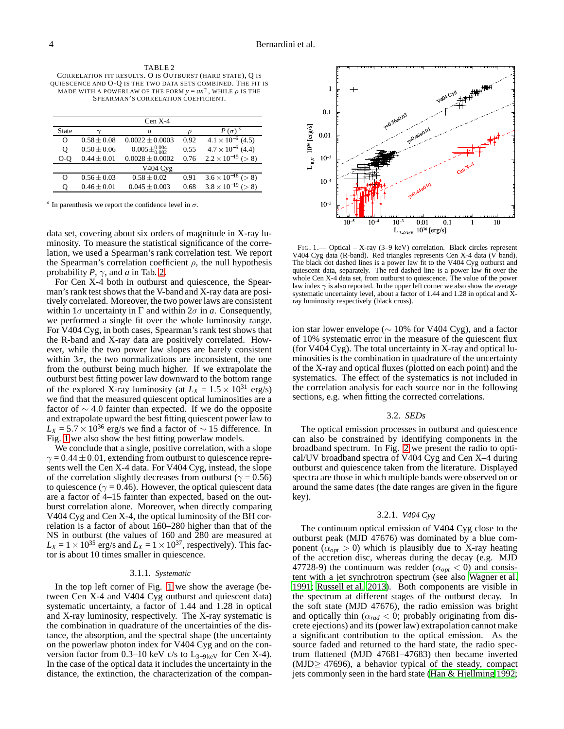TABLE 2

CORRELATION FIT RESULTS. O IS OUTBURST (HARD STATE), Q IS QUIESCENCE AND O-Q IS THE TWO DATA SETS COMBINED. THE FIT IS MADE WITH A POWERLAW OF THE FORM $y = ax^{\gamma}$, WHILE $\rho$ IS THE SPEARMAN'S CORRELATION COEFFICIENT.

| State | $\gamma$ | $a$ | $\rho$ | $P\,(\sigma)$ [a] |
|---|---|---|---|---|
| Cen X-4 | | | | |
| O | $0.58 \pm 0.08$ | $0.0022 \pm 0.0003$ | 0.92 | $4.1 \times 10^{-6}$ (4.5) |
| Q | $0.50 \pm 0.06$ | $0.005^{\pm 0.004}_{\pm 0.002}$ | 0.55 | $4.7 \times 10^{-6}$ (4.4) |
| O-Q | $0.44 \pm 0.01$ | $0.0028 \pm 0.0002$ | 0.76 | $2.2 \times 10^{-15}$ (> 8) |
| V404 Cyg | | | | |
| O | $0.56 \pm 0.03$ | $0.58 \pm 0.02$ | 0.91 | $3.6 \times 10^{-18}$ (> 8) |
| Q | $0.46 \pm 0.01$ | $0.045 \pm 0.003$ | 0.68 | $3.8 \times 10^{-19}$ (> 8) |

[a] In parenthesis we report the confidence level in $\sigma$.

data set, covering about six orders of magnitude in X-ray luminosity. To measure the statistical significance of the correlation, we used a Spearman's rank correlation test. We report the Spearman's correlation coefficient $\rho$, the null hypothesis probability $P$, $\gamma$, and $a$ in Tab. 2.

For Cen X-4 both in outburst and quiescence, the Spearman's rank test shows that the V-band and X-ray data are positively correlated. Moreover, the two power laws are consistent within $1\sigma$ uncertainty in $\Gamma$ and within $2\sigma$ in $a$. Consequently, we performed a single fit over the whole luminosity range. For V404 Cyg, in both cases, Spearman's rank test shows that the R-band and X-ray data are positively correlated. However, while the two power law slopes are barely consistent within $3\sigma$, the two normalizations are inconsistent, the one from the outburst being much higher. If we extrapolate the outburst best fitting power law downward to the bottom range of the explored X-ray luminosity (at $L_X = 1.5 \times 10^{31}$ erg/s) we find that the measured quiescent optical luminosities are a factor of $\sim 4.0$ fainter than expected. If we do the opposite and extrapolate upward the best fitting quiescent power law to $L_X = 5.7 \times 10^{36}$ erg/s we find a factor of $\sim 15$ difference. In Fig. 1 we also show the best fitting powerlaw models.

We conclude that a single, positive correlation, with a slope $\gamma = 0.44 \pm 0.01$, extending from outburst to quiescence represents well the Cen X-4 data. For V404 Cyg, instead, the slope of the correlation slightly decreases from outburst ($\gamma = 0.56$) to quiescence ($\gamma = 0.46$). However, the optical quiescent data are a factor of 4–15 fainter than expected, based on the outburst correlation alone. Moreover, when directly comparing V404 Cyg and Cen X-4, the optical luminosity of the BH correlation is a factor of about 160–280 higher than that of the NS in outburst (the values of 160 and 280 are measured at $L_X = 1 \times 10^{35}$ erg/s and $L_X = 1 \times 10^{37}$, respectively). This factor is about 10 times smaller in quiescence.

### 3.1.1. *Systematic*

In the top left corner of Fig. 1 we show the average (between Cen X-4 and V404 Cyg outburst and quiescent data) systematic uncertainty, a factor of 1.44 and 1.28 in optical and X-ray luminosity, respectively. The X-ray systematic is the combination in quadrature of the uncertainties of the distance, the absorption, and the spectral shape (the uncertainty on the powerlaw photon index for V404 Cyg and on the conversion factor from 0.3–10 keV c/s to $L_{3-9\,\mathrm{keV}}$ for Cen X-4). In the case of the optical data it includes the uncertainty in the distance, the extinction, the characterization of the companion star lower envelope ($\sim 10\%$ for V404 Cyg), and a factor of 10% systematic error in the measure of the quiescent flux (for V404 Cyg). The total uncertainty in X-ray and optical luminosities is the combination in quadrature of the uncertainty of the X-ray and optical fluxes (plotted on each point) and the systematics. The effect of the systematics is not included in the correlation analysis for each source nor in the following sections, e.g. when fitting the corrected correlations.

FIG. 1.— Optical – X-ray (3–9 keV) correlation. Black circles represent V404 Cyg data (R-band). Red triangles represents Cen X-4 data (V band). The black dot dashed lines is a power law fit to the V404 Cyg outburst and quiescent data, separately. The red dashed line is a power law fit over the whole Cen X-4 data set, from outburst to quiescence. The value of the power law index $\gamma$ is also reported. In the upper left corner we also show the average systematic uncertainty level, about a factor of 1.44 and 1.28 in optical and X-ray luminosity respectively (black cross).

### 3.2. *SEDs*

The optical emission processes in outburst and quiescence can also be constrained by identifying components in the broadband spectrum. In Fig. 2 we present the radio to optical/UV broadband spectra of V404 Cyg and Cen X–4 during outburst and quiescence taken from the literature. Displayed spectra are those in which multiple bands were observed on or around the same dates (the date ranges are given in the figure key).

#### 3.2.1. *V404 Cyg*

The continuum optical emission of V404 Cyg close to the outburst peak (MJD 47676) was dominated by a blue component ($\alpha_{opt} > 0$) which is plausibly due to X-ray heating of the accretion disc, whereas during the decay (e.g. MJD 47728-9) the continuum was redder ($\alpha_{opt} < 0$) and consistent with a jet synchrotron spectrum (see also Wagner et al. 1991; Russell et al. 2013). Both components are visible in the spectrum at different stages of the outburst decay. In the soft state (MJD 47676), the radio emission was bright and optically thin ($\alpha_{rad} < 0$; probably originating from discrete ejections) and its (power law) extrapolation cannot make a significant contribution to the optical emission. As the source faded and returned to the hard state, the radio spectrum flattened (MJD 47681–47683) then became inverted (MJD$\geq$ 47696), a behavior typical of the steady, compact jets commonly seen in the hard state (Han & Hjellming 1992;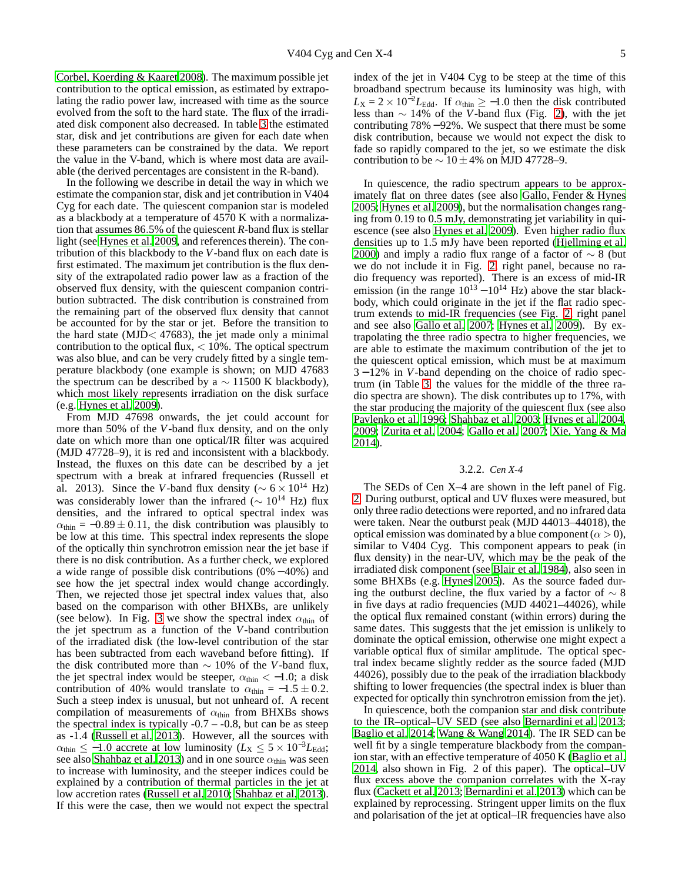Corbel, Koerding & Kaaret 2008). The maximum possible jet contribution to the optical emission, as estimated by extrapolating the radio power law, increased with time as the source evolved from the soft to the hard state. The flux of the irradiated disk component also decreased. In table 3 the estimated star, disk and jet contributions are given for each date when these parameters can be constrained by the data. We report the value in the V-band, which is where most data are available (the derived percentages are consistent in the R-band).

In the following we describe in detail the way in which we estimate the companion star, disk and jet contribution in V404 Cyg for each date. The quiescent companion star is modeled as a blackbody at a temperature of 4570 K with a normalization that assumes 86.5% of the quiescent *R*-band flux is stellar light (see Hynes et al. 2009, and references therein). The contribution of this blackbody to the *V*-band flux on each date is first estimated. The maximum jet contribution is the flux density of the extrapolated radio power law as a fraction of the observed flux density, with the quiescent companion contribution subtracted. The disk contribution is constrained from the remaining part of the observed flux density that cannot be accounted for by the star or jet. Before the transition to the hard state (MJD$<$ 47683), the jet made only a minimal contribution to the optical flux, $<$ 10%. The optical spectrum was also blue, and can be very crudely fitted by a single temperature blackbody (one example is shown; on MJD 47683 the spectrum can be described by a $\sim$ 11500 K blackbody), which most likely represents irradiation on the disk surface (e.g. Hynes et al. 2009).

From MJD 47698 onwards, the jet could account for more than 50% of the *V*-band flux density, and on the only date on which more than one optical/IR filter was acquired (MJD 47728–9), it is red and inconsistent with a blackbody. Instead, the fluxes on this date can be described by a jet spectrum with a break at infrared frequencies (Russell et al. 2013). Since the *V*-band flux density ($\sim 6\times10^{14}$ Hz) was considerably lower than the infrared ($\sim 10^{14}$ Hz) flux densities, and the infrared to optical spectral index was $\alpha_{\rm thin} = -0.89\pm0.11$, the disk contribution was plausibly to be low at this time. This spectral index represents the slope of the optically thin synchrotron emission near the jet base if there is no disk contribution. As a further check, we explored a wide range of possible disk contributions (0% $-$40%) and see how the jet spectral index would change accordingly. Then, we rejected those jet spectral index values that, also based on the comparison with other BHXBs, are unlikely (see below). In Fig. 3 we show the spectral index $\alpha_{\rm thin}$ of the jet spectrum as a function of the *V*-band contribution of the irradiated disk (the low-level contribution of the star has been subtracted from each waveband before fitting). If the disk contributed more than $\sim$ 10% of the *V*-band flux, the jet spectral index would be steeper, $\alpha_{\rm thin} < -1.0$; a disk contribution of 40% would translate to $\alpha_{\rm thin} = -1.5\pm0.2$. Such a steep index is unusual, but not unheard of. A recent compilation of measurements of $\alpha_{\rm thin}$ from BHXBs shows the spectral index is typically -0.7 – -0.8, but can be as steep as -1.4 (Russell et al. 2013). However, all the sources with $\alpha_{\rm thin} \leq -1.0$ accrete at low luminosity ($L_{\rm X} \leq 5\times10^{-3}L_{\rm Edd}$; see also Shahbaz et al. 2013) and in one source $\alpha_{\rm thin}$ was seen to increase with luminosity, and the steeper indices could be explained by a contribution of thermal particles in the jet at low accretion rates (Russell et al. 2010; Shahbaz et al. 2013). If this were the case, then we would not expect the spectral index of the jet in V404 Cyg to be steep at the time of this broadband spectrum because its luminosity was high, with $L_{\rm X} = 2\times10^{-2}L_{\rm Edd}$. If $\alpha_{\rm thin} \geq -1.0$ then the disk contributed less than $\sim$ 14% of the *V*-band flux (Fig. 2), with the jet contributing 78% $-$92%. We suspect that there must be some disk contribution, because we would not expect the disk to fade so rapidly compared to the jet, so we estimate the disk contribution to be $\sim 10\pm4$% on MJD 47728–9.

In quiescence, the radio spectrum appears to be approximately flat on three dates (see also Gallo, Fender & Hynes 2005; Hynes et al. 2009), but the normalisation changes ranging from 0.19 to 0.5 mJy, demonstrating jet variability in quiescence (see also Hynes et al. 2009). Even higher radio flux densities up to 1.5 mJy have been reported (Hjellming et al. 2000) and imply a radio flux range of a factor of $\sim$ 8 (but we do not include it in Fig. 2, right panel, because no radio frequency was reported). There is an excess of mid-IR emission (in the range $10^{13}-10^{14}$ Hz) above the star blackbody, which could originate in the jet if the flat radio spectrum extends to mid-IR frequencies (see Fig. 2, right panel and see also Gallo et al. 2007; Hynes et al. 2009). By extrapolating the three radio spectra to higher frequencies, we are able to estimate the maximum contribution of the jet to the quiescent optical emission, which must be at maximum 3 $-$12% in *V*-band depending on the choice of radio spectrum (in Table 3, the values for the middle of the three radio spectra are shown). The disk contributes up to 17%, with the star producing the majority of the quiescent flux (see also Pavlenko et al. 1996; Shahbaz et al. 2003; Hynes et al. 2004, 2009; Zurita et al. 2004; Gallo et al. 2007; Xie, Yang & Ma 2014).

### 3.2.2. *Cen X-4*

The SEDs of Cen X–4 are shown in the left panel of Fig. 2. During outburst, optical and UV fluxes were measured, but only three radio detections were reported, and no infrared data were taken. Near the outburst peak (MJD 44013–44018), the optical emission was dominated by a blue component ($\alpha > 0$), similar to V404 Cyg. This component appears to peak (in flux density) in the near-UV, which may be the peak of the irradiated disk component (see Blair et al. 1984), also seen in some BHXBs (e.g. Hynes 2005). As the source faded during the outburst decline, the flux varied by a factor of $\sim$ 8 in five days at radio frequencies (MJD 44021–44026), while the optical flux remained constant (within errors) during the same dates. This suggests that the jet emission is unlikely to dominate the optical emission, otherwise one might expect a variable optical flux of similar amplitude. The optical spectral index became slightly redder as the source faded (MJD 44026), possibly due to the peak of the irradiation blackbody shifting to lower frequencies (the spectral index is bluer than expected for optically thin synchrotron emission from the jet).

In quiescence, both the companion star and disk contribute to the IR–optical–UV SED (see also Bernardini et al. 2013; Baglio et al. 2014; Wang & Wang 2014). The IR SED can be well fit by a single temperature blackbody from the companion star, with an effective temperature of 4050 K (Baglio et al. 2014, also shown in Fig. 2 of this paper). The optical–UV flux excess above the companion correlates with the X-ray flux (Cackett et al. 2013; Bernardini et al. 2013) which can be explained by reprocessing. Stringent upper limits on the flux and polarisation of the jet at optical–IR frequencies have also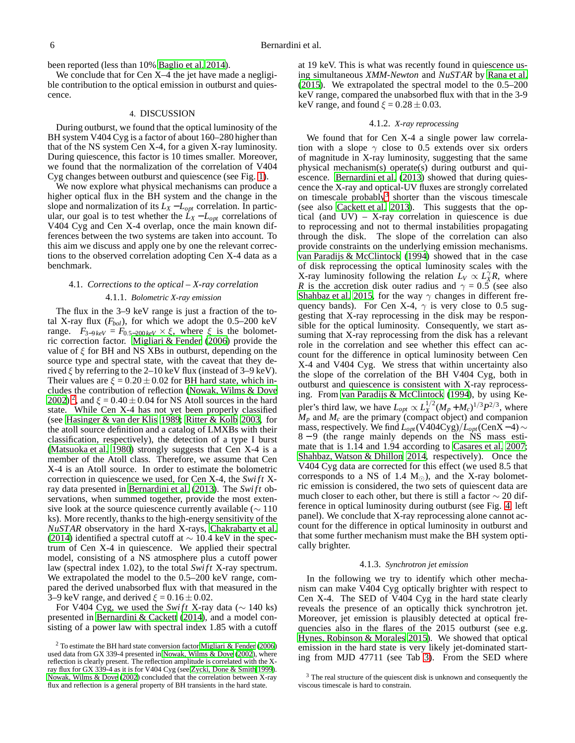been reported (less than 10% Baglio et al. 2014).

We conclude that for Cen X–4 the jet have made a negligible contribution to the optical emission in outburst and quiescence.

## 4. DISCUSSION

During outburst, we found that the optical luminosity of the BH system V404 Cyg is a factor of about 160–280 higher than that of the NS system Cen X-4, for a given X-ray luminosity. During quiescence, this factor is 10 times smaller. Moreover, we found that the normalization of the correlation of V404 Cyg changes between outburst and quiescence (see Fig. 1).

We now explore what physical mechanisms can produce a higher optical flux in the BH system and the change in the slope and normalization of its $L_X - L_{opt}$ correlation. In particular, our goal is to test whether the $L_X - L_{opt}$ correlations of V404 Cyg and Cen X-4 overlap, once the main known differences between the two systems are taken into account. To this aim we discuss and apply one by one the relevant corrections to the observed correlation adopting Cen X-4 data as a benchmark.

### 4.1. *Corrections to the optical – X-ray correlation*

#### 4.1.1. *Bolometric X-ray emission*

The flux in the 3–9 keV range is just a fraction of the total X-ray flux ($F_{bol}$), for which we adopt the 0.5–200 keV range. $F_{3-9\,keV} = F_{0.5-200\,keV} \times \xi$, where $\xi$ is the bolometric correction factor. Migliari & Fender (2006) provide the value of $\xi$ for BH and NS XBs in outburst, depending on the source type and spectral state, with the caveat that they derived $\xi$ by referring to the 2–10 keV flux (instead of 3–9 keV). Their values are $\xi = 0.20 \pm 0.02$ for BH hard state, which includes the contribution of reflection (Nowak, Wilms & Dove 2002) [2], and $\xi = 0.40 \pm 0.04$ for NS Atoll sources in the hard state. While Cen X-4 has not yet been properly classified (see Hasinger & van der Klis 1989; Ritter & Kolb 2003, for the atoll source definition and a catalog of LMXBs with their classification, respectively), the detection of a type I burst (Matsuoka et al. 1980) strongly suggests that Cen X-4 is a member of the Atoll class. Therefore, we assume that Cen X-4 is an Atoll source. In order to estimate the bolometric correction in quiescence we used, for Cen X-4, the *Swift* X-ray data presented in Bernardini et al. (2013). The *Swift* observations, when summed together, provide the most extensive look at the source quiescence currently available ($\sim$ 110 ks). More recently, thanks to the high-energy sensitivity of the *NuSTAR* observatory in the hard X-rays, Chakrabarty et al. (2014) identified a spectral cutoff at $\sim$ 10.4 keV in the spectrum of Cen X-4 in quiescence. We applied their spectral model, consisting of a NS atmosphere plus a cutoff power law (spectral index 1.02), to the total *Swift* X-ray spectrum. We extrapolated the model to the 0.5–200 keV range, compared the derived unabsorbed flux with that measured in the 3–9 keV range, and derived $\xi = 0.16 \pm 0.02$.

For V404 Cyg, we used the *Swift* X-ray data ($\sim$ 140 ks) presented in Bernardini & Cackett (2014), and a model consisting of a power law with spectral index 1.85 with a cutoff at 19 keV. This is what was recently found in quiescence using simultaneous *XMM-Newton* and *NuSTAR* by Rana et al. (2015). We extrapolated the spectral model to the 0.5–200 keV range, compared the unabsorbed flux with that in the 3-9 keV range, and found $\xi = 0.28 \pm 0.03$.

#### 4.1.2. *X-ray reprocessing*

We found that for Cen X-4 a single power law correlation with a slope $\gamma$ close to 0.5 extends over six orders of magnitude in X-ray luminosity, suggesting that the same physical mechanism(s) operate(s) during outburst and quiescence. Bernardini et al. (2013) showed that during quiescence the X-ray and optical-UV fluxes are strongly correlated on timescale probably[3] shorter than the viscous timescale (see also Cackett et al. 2013). This suggests that the optical (and UV) – X-ray correlation in quiescence is due to reprocessing and not to thermal instabilities propagating through the disk. The slope of the correlation can also provide constraints on the underlying emission mechanisms. van Paradijs & McClintock (1994) showed that in the case of disk reprocessing the optical luminosity scales with the X-ray luminosity following the relation $L_V \propto L_X^{\gamma} R$, where $R$ is the accretion disk outer radius and $\gamma = 0.5$ (see also Shahbaz et al. 2015, for the way $\gamma$ changes in different frequency bands). For Cen X-4, $\gamma$ is very close to 0.5 suggesting that X-ray reprocessing in the disk may be responsible for the optical luminosity. Consequently, we start assuming that X-ray reprocessing from the disk has a relevant role in the correlation and see whether this effect can account for the difference in optical luminosity between Cen X-4 and V404 Cyg. We stress that within uncertainty also the slope of the correlation of the BH V404 Cyg, both in outburst and quiescence is consistent with X-ray reprocessing. From van Paradijs & McClintock (1994), by using Kepler's third law, we have $L_{opt} \propto L_X^{1/2}(M_p + M_c)^{1/3} P^{2/3}$, where $M_p$ and $M_c$ are the primary (compact object) and companion mass, respectively. We find $L_{opt}(\mathrm{V404Cyg})/L_{opt}(\mathrm{CenX-4}) \sim 8-9$ (the range mainly depends on the NS mass estimate that is 1.14 and 1.94 according to Casares et al. 2007; Shahbaz, Watson & Dhillon 2014, respectively). Once the V404 Cyg data are corrected for this effect (we used 8.5 that corresponds to a NS of 1.4 $M_{\odot}$), and the X-ray bolometric emission is considered, the two sets of quiescent data are much closer to each other, but there is still a factor $\sim$ 20 difference in optical luminosity during outburst (see Fig. 4, left panel). We conclude that X-ray reprocessing alone cannot account for the difference in optical luminosity in outburst and that some further mechanism must make the BH system optically brighter.

#### 4.1.3. *Synchrotron jet emission*

In the following we try to identify which other mechanism can make V404 Cyg optically brighter with respect to Cen X-4. The SED of V404 Cyg in the hard state clearly reveals the presence of an optically thick synchrotron jet. Moreover, jet emission is plausibly detected at optical frequencies also in the flares of the 2015 outburst (see e.g. Hynes, Robinson & Morales 2015). We showed that optical emission in the hard state is very likely jet-dominated starting from MJD 47711 (see Tab 3). From the SED where

[2] To estimate the BH hard state conversion factor Migliari & Fender (2006) used data from GX 339-4 presented in Nowak, Wilms & Dove (2002), where reflection is clearly present. The reflection amplitude is correlated with the X-ray flux for GX 339-4 as it is for V404 Cyg (see Zycki, Done & Smith 1999). Nowak, Wilms & Dove (2002) concluded that the correlation between X-ray flux and reflection is a general property of BH transients in the hard state.

[3] The real structure of the quiescent disk is unknown and consequently the viscous timescale is hard to constrain.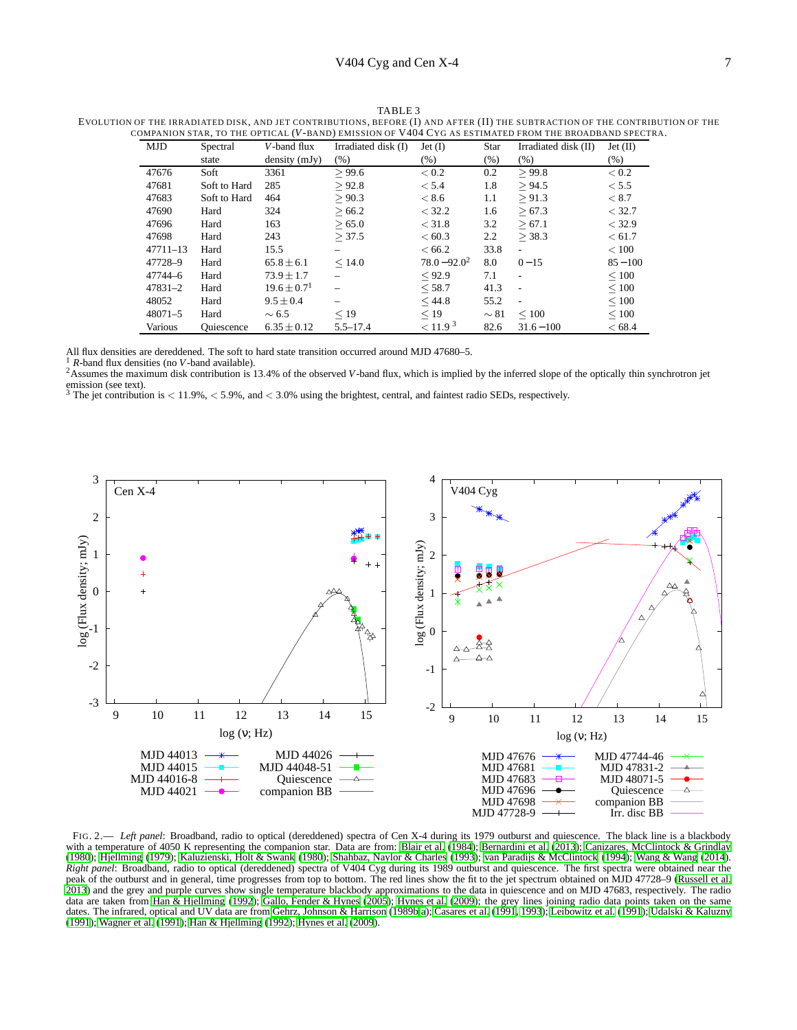TABLE 3

EVOLUTION OF THE IRRADIATED DISK, AND JET CONTRIBUTIONS, BEFORE (I) AND AFTER (II) THE SUBTRACTION OF THE CONTRIBUTION OF THE COMPANION STAR, TO THE OPTICAL ($V$-BAND) EMISSION OF V404 CYG AS ESTIMATED FROM THE BROADBAND SPECTRA.

| MJD | Spectral state | $V$-band flux density (mJy) | Irradiated disk (I) (%) | Jet (I) (%) | Star (%) | Irradiated disk (II) (%) | Jet (II) (%) |
|---|---|---|---|---|---|---|---|
| 47676 | Soft | 3361 | $\geq 99.6$ | $< 0.2$ | 0.2 | $\geq 99.8$ | $< 0.2$ |
| 47681 | Soft to Hard | 285 | $\geq 92.8$ | $< 5.4$ | 1.8 | $\geq 94.5$ | $< 5.5$ |
| 47683 | Soft to Hard | 464 | $\geq 90.3$ | $< 8.6$ | 1.1 | $\geq 91.3$ | $< 8.7$ |
| 47690 | Hard | 324 | $\geq 66.2$ | $< 32.2$ | 1.6 | $\geq 67.3$ | $< 32.7$ |
| 47696 | Hard | 163 | $\geq 65.0$ | $< 31.8$ | 3.2 | $\geq 67.1$ | $< 32.9$ |
| 47698 | Hard | 243 | $\geq 37.5$ | $< 60.3$ | 2.2 | $\geq 38.3$ | $< 61.7$ |
| 47711–13 | Hard | 15.5 | – | $< 66.2$ | 33.8 | - | $< 100$ |
| 47728–9 | Hard | $65.8 \pm 6.1$ | $\leq 14.0$ | $78.0 - 92.0$[2] | 8.0 | $0 - 15$ | $85 - 100$ |
| 47744–6 | Hard | $73.9 \pm 1.7$ | – | $\leq 92.9$ | 7.1 | - | $\leq 100$ |
| 47831–2 | Hard | $19.6 \pm 0.7$[1] | – | $\leq 58.7$ | 41.3 | - | $\leq 100$ |
| 48052 | Hard | $9.5 \pm 0.4$ | – | $\leq 44.8$ | 55.2 | - | $\leq 100$ |
| 48071–5 | Hard | $\sim 6.5$ | $\leq 19$ | $\leq 19$ | $\sim 81$ | $\leq 100$ | $\leq 100$ |
| Various | Quiescence | $6.35 \pm 0.12$ | 5.5–17.4 | $< 11.9$[3] | 82.6 | $31.6 - 100$ | $< 68.4$ |

All flux densities are dereddened. The soft to hard state transition occurred around MJD 47680–5.
[1] $R$-band flux densities (no $V$-band available).
[2] Assumes the maximum disk contribution is 13.4% of the observed $V$-band flux, which is implied by the inferred slope of the optically thin synchrotron jet emission (see text).
[3] The jet contribution is $< 11.9$%, $< 5.9$%, and $< 3.0$% using the brightest, central, and faintest radio SEDs, respectively.

FIG. 2.— *Left panel*: Broadband, radio to optical (dereddened) spectra of Cen X-4 during its 1979 outburst and quiescence. The black line is a blackbody with a temperature of 4050 K representing the companion star. Data are from: Blair et al. (1984); Bernardini et al. (2013); Canizares, McClintock & Grindlay (1980); Hjellming (1979); Kaluzienski, Holt & Swank (1980); Shahbaz, Naylor & Charles (1993); van Paradijs & McClintock (1994); Wang & Wang (2014). *Right panel*: Broadband, radio to optical (dereddened) spectra of V404 Cyg during its 1989 outburst and quiescence. The first spectra were obtained near the peak of the outburst and in general, time progresses from top to bottom. The red lines show the fit to the jet spectrum obtained on MJD 47728–9 (Russell et al. 2013) and the grey and purple curves show single temperature blackbody approximations to the data in quiescence and on MJD 47683, respectively. The radio data are taken from Han & Hjellming (1992); Gallo, Fender & Hynes (2005); Hynes et al. (2009); the grey lines joining radio data points taken on the same dates. The infrared, optical and UV data are from Gehrz, Johnson & Harrison (1989b,a); Casares et al. (1991, 1993); Leibowitz et al. (1991); Udalski & Kaluzny (1991); Wagner et al. (1991); Han & Hjellming (1992); Hynes et al. (2009).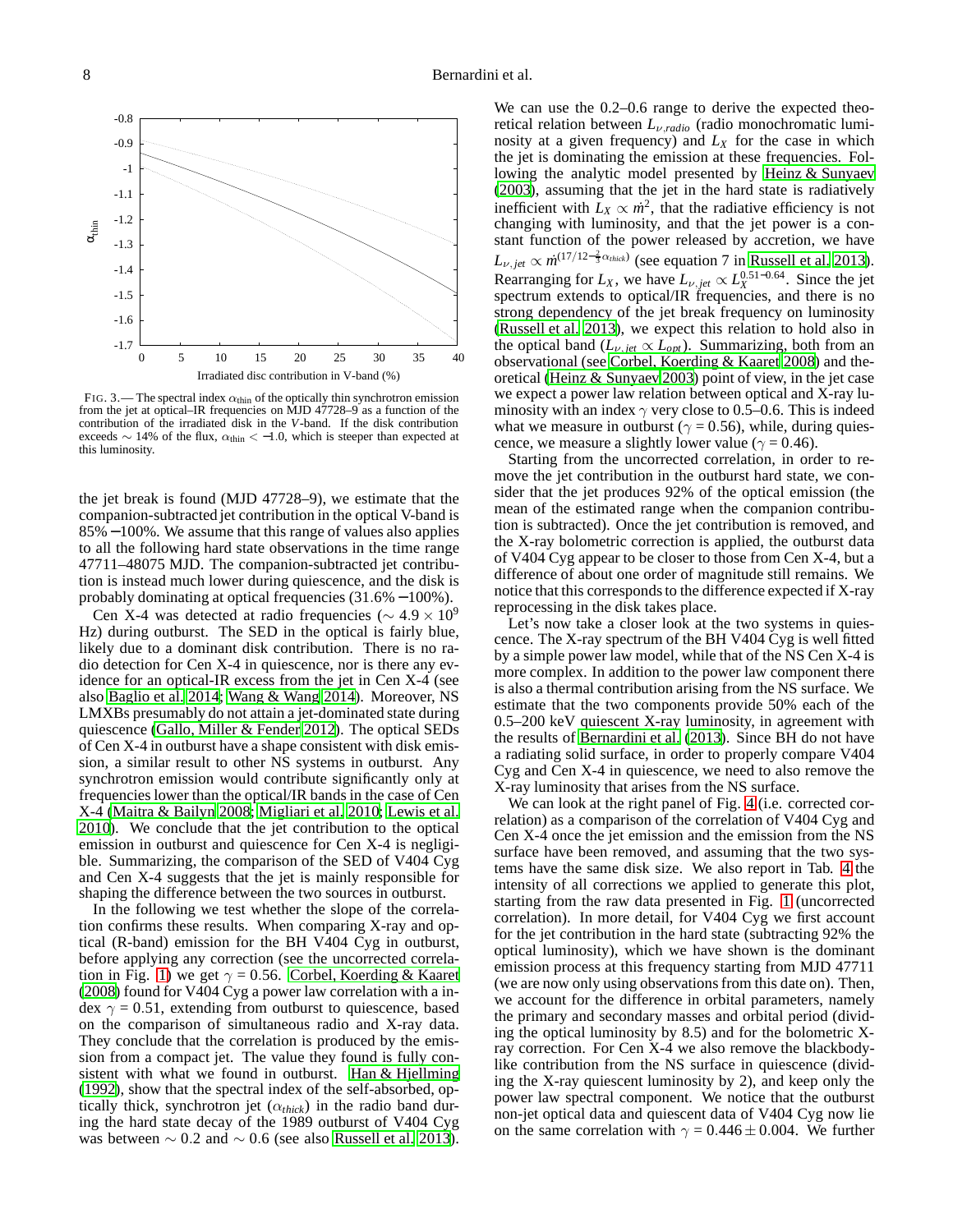FIG. 3.— The spectral index $\alpha_{\rm thin}$ of the optically thin synchrotron emission from the jet at optical–IR frequencies on MJD 47728–9 as a function of the contribution of the irradiated disk in the *V*-band. If the disk contribution exceeds $\sim$ 14% of the flux, $\alpha_{\rm thin} < -1.0$, which is steeper than expected at this luminosity.

the jet break is found (MJD 47728–9), we estimate that the companion-subtracted jet contribution in the optical V-band is 85%−100%. We assume that this range of values also applies to all the following hard state observations in the time range 47711–48075 MJD. The companion-subtracted jet contribution is instead much lower during quiescence, and the disk is probably dominating at optical frequencies (31.6%−100%).

Cen X-4 was detected at radio frequencies ($\sim 4.9 \times 10^9$ Hz) during outburst. The SED in the optical is fairly blue, likely due to a dominant disk contribution. There is no radio detection for Cen X-4 in quiescence, nor is there any evidence for an optical-IR excess from the jet in Cen X-4 (see also Baglio et al. 2014; Wang & Wang 2014). Moreover, NS LMXBs presumably do not attain a jet-dominated state during quiescence (Gallo, Miller & Fender 2012). The optical SEDs of Cen X-4 in outburst have a shape consistent with disk emission, a similar result to other NS systems in outburst. Any synchrotron emission would contribute significantly only at frequencies lower than the optical/IR bands in the case of Cen X-4 (Maitra & Bailyn 2008; Migliari et al. 2010; Lewis et al. 2010). We conclude that the jet contribution to the optical emission in outburst and quiescence for Cen X-4 is negligible. Summarizing, the comparison of the SED of V404 Cyg and Cen X-4 suggests that the jet is mainly responsible for shaping the difference between the two sources in outburst.

In the following we test whether the slope of the correlation confirms these results. When comparing X-ray and optical (R-band) emission for the BH V404 Cyg in outburst, before applying any correction (see the uncorrected correlation in Fig. 1) we get $\gamma = 0.56$. Corbel, Koerding & Kaaret (2008) found for V404 Cyg a power law correlation with a index $\gamma = 0.51$, extending from outburst to quiescence, based on the comparison of simultaneous radio and X-ray data. They conclude that the correlation is produced by the emission from a compact jet. The value they found is fully consistent with what we found in outburst. Han & Hjellming (1992), show that the spectral index of the self-absorbed, optically thick, synchrotron jet ($\alpha_{thick}$) in the radio band during the hard state decay of the 1989 outburst of V404 Cyg was between $\sim 0.2$ and $\sim 0.6$ (see also Russell et al. 2013). We can use the 0.2–0.6 range to derive the expected theoretical relation between $L_{\nu,radio}$ (radio monochromatic luminosity at a given frequency) and $L_X$ for the case in which the jet is dominating the emission at these frequencies. Following the analytic model presented by Heinz & Sunyaev (2003), assuming that the jet in the hard state is radiatively inefficient with $L_X \propto \dot{m}^2$, that the radiative efficiency is not changing with luminosity, and that the jet power is a constant function of the power released by accretion, we have $L_{\nu,jet} \propto \dot{m}^{(17/12-\frac{2}{3}\alpha_{thick})}$ (see equation 7 in Russell et al. 2013). Rearranging for $L_X$, we have $L_{\nu,jet} \propto L_X^{0.51-0.64}$. Since the jet spectrum extends to optical/IR frequencies, and there is no strong dependency of the jet break frequency on luminosity (Russell et al. 2013), we expect this relation to hold also in the optical band ($L_{\nu,jet} \propto L_{opt}$). Summarizing, both from an observational (see Corbel, Koerding & Kaaret 2008) and theoretical (Heinz & Sunyaev 2003) point of view, in the jet case we expect a power law relation between optical and X-ray luminosity with an index $\gamma$ very close to 0.5–0.6. This is indeed what we measure in outburst ($\gamma = 0.56$), while, during quiescence, we measure a slightly lower value ($\gamma = 0.46$).

Starting from the uncorrected correlation, in order to remove the jet contribution in the outburst hard state, we consider that the jet produces 92% of the optical emission (the mean of the estimated range when the companion contribution is subtracted). Once the jet contribution is removed, and the X-ray bolometric correction is applied, the outburst data of V404 Cyg appear to be closer to those from Cen X-4, but a difference of about one order of magnitude still remains. We notice that this corresponds to the difference expected if X-ray reprocessing in the disk takes place.

Let's now take a closer look at the two systems in quiescence. The X-ray spectrum of the BH V404 Cyg is well fitted by a simple power law model, while that of the NS Cen X-4 is more complex. In addition to the power law component there is also a thermal contribution arising from the NS surface. We estimate that the two components provide 50% each of the 0.5–200 keV quiescent X-ray luminosity, in agreement with the results of Bernardini et al. (2013). Since BH do not have a radiating solid surface, in order to properly compare V404 Cyg and Cen X-4 in quiescence, we need to also remove the X-ray luminosity that arises from the NS surface.

We can look at the right panel of Fig. 4 (i.e. corrected correlation) as a comparison of the correlation of V404 Cyg and Cen X-4 once the jet emission and the emission from the NS surface have been removed, and assuming that the two systems have the same disk size. We also report in Tab. 4 the intensity of all corrections we applied to generate this plot, starting from the raw data presented in Fig. 1 (uncorrected correlation). In more detail, for V404 Cyg we first account for the jet contribution in the hard state (subtracting 92% the optical luminosity), which we have shown is the dominant emission process at this frequency starting from MJD 47711 (we are now only using observations from this date on). Then, we account for the difference in orbital parameters, namely the primary and secondary masses and orbital period (dividing the optical luminosity by 8.5) and for the bolometric X-ray correction. For Cen X-4 we also remove the blackbody-like contribution from the NS surface in quiescence (dividing the X-ray quiescent luminosity by 2), and keep only the power law spectral component. We notice that the outburst non-jet optical data and quiescent data of V404 Cyg now lie on the same correlation with $\gamma = 0.446 \pm 0.004$. We further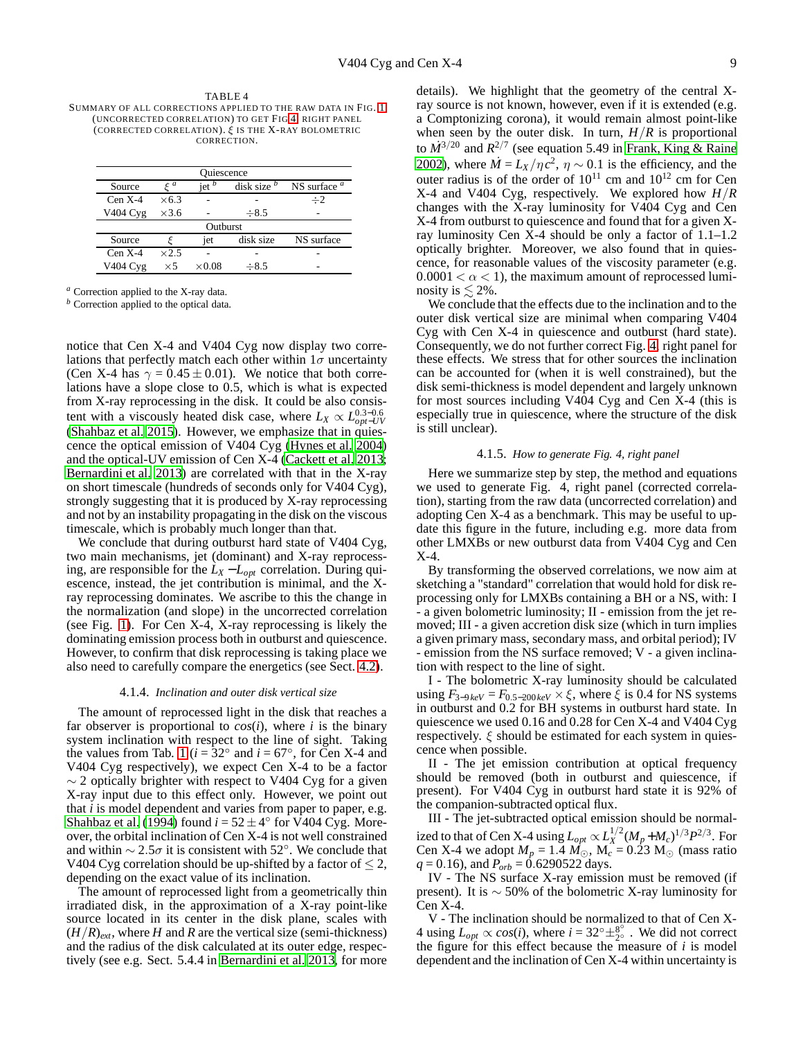TABLE 4
SUMMARY OF ALL CORRECTIONS APPLIED TO THE RAW DATA IN FIG. 1 (UNCORRECTED CORRELATION) TO GET FIG 4, RIGHT PANEL (CORRECTED CORRELATION). $\xi$ IS THE X-RAY BOLOMETRIC CORRECTION.

| Quiescence | | | | |
|---|---|---|---|---|
| Source | $\xi$ [a] | jet [b] | disk size [b] | NS surface [a] |
| Cen X-4 | $\times 6.3$ | - | - | $\div 2$ |
| V404 Cyg | $\times 3.6$ | - | $\div 8.5$ | - |
| **Outburst** | | | | |
| Source | $\xi$ | jet | disk size | NS surface |
| Cen X-4 | $\times 2.5$ | - | - | - |
| V404 Cyg | $\times 5$ | $\times 0.08$ | $\div 8.5$ | - |

[a] Correction applied to the X-ray data.
[b] Correction applied to the optical data.

notice that Cen X-4 and V404 Cyg now display two correlations that perfectly match each other within $1\sigma$ uncertainty (Cen X-4 has $\gamma = 0.45 \pm 0.01$). We notice that both correlations have a slope close to 0.5, which is what is expected from X-ray reprocessing in the disk. It could be also consistent with a viscously heated disk case, where $L_X \propto L_{opt-UV}^{0.3-0.6}$ (Shahbaz et al. 2015). However, we emphasize that in quiescence the optical emission of V404 Cyg (Hynes et al. 2004) and the optical-UV emission of Cen X-4 (Cackett et al. 2013; Bernardini et al. 2013) are correlated with that in the X-ray on short timescale (hundreds of seconds only for V404 Cyg), strongly suggesting that it is produced by X-ray reprocessing and not by an instability propagating in the disk on the viscous timescale, which is probably much longer than that.

We conclude that during outburst hard state of V404 Cyg, two main mechanisms, jet (dominant) and X-ray reprocessing, are responsible for the $L_X - L_{opt}$ correlation. During quiescence, instead, the jet contribution is minimal, and the X-ray reprocessing dominates. We ascribe to this the change in the normalization (and slope) in the uncorrected correlation (see Fig. 1). For Cen X-4, X-ray reprocessing is likely the dominating emission process both in outburst and quiescence. However, to confirm that disk reprocessing is taking place we also need to carefully compare the energetics (see Sect. 4.2).

#### 4.1.4. *Inclination and outer disk vertical size*

The amount of reprocessed light in the disk that reaches a far observer is proportional to $cos(i)$, where $i$ is the binary system inclination with respect to the line of sight. Taking the values from Tab. 1 ($i = 32^{\circ}$ and $i = 67^{\circ}$, for Cen X-4 and V404 Cyg respectively), we expect Cen X-4 to be a factor $\sim 2$ optically brighter with respect to V404 Cyg for a given X-ray input due to this effect only. However, we point out that $i$ is model dependent and varies from paper to paper, e.g. Shahbaz et al. (1994) found $i = 52 \pm 4^{\circ}$ for V404 Cyg. Moreover, the orbital inclination of Cen X-4 is not well constrained and within $\sim 2.5\sigma$ it is consistent with $52^{\circ}$. We conclude that V404 Cyg correlation should be up-shifted by a factor of $\leq 2$, depending on the exact value of its inclination.

The amount of reprocessed light from a geometrically thin irradiated disk, in the approximation of a X-ray point-like source located in its center in the disk plane, scales with $(H/R)_{ext}$, where $H$ and $R$ are the vertical size (semi-thickness) and the radius of the disk calculated at its outer edge, respectively (see e.g. Sect. 5.4.4 in Bernardini et al. 2013, for more details). We highlight that the geometry of the central X-ray source is not known, however, even if it is extended (e.g. a Comptonizing corona), it would remain almost point-like when seen by the outer disk. In turn, $H/R$ is proportional to $\dot{M}^{3/20}$ and $R^{2/7}$ (see equation 5.49 in Frank, King & Raine 2002), where $\dot{M} = L_X/\eta c^2$, $\eta \sim 0.1$ is the efficiency, and the outer radius is of the order of $10^{11}$ cm and $10^{12}$ cm for Cen X-4 and V404 Cyg, respectively. We explored how $H/R$ changes with the X-ray luminosity for V404 Cyg and Cen X-4 from outburst to quiescence and found that for a given X-ray luminosity Cen X-4 should be only a factor of 1.1–1.2 optically brighter. Moreover, we also found that in quiescence, for reasonable values of the viscosity parameter (e.g. $0.0001 < \alpha < 1$), the maximum amount of reprocessed luminosity is $\lesssim 2\%$.

We conclude that the effects due to the inclination and to the outer disk vertical size are minimal when comparing V404 Cyg with Cen X-4 in quiescence and outburst (hard state). Consequently, we do not further correct Fig. 4, right panel for these effects. We stress that for other sources the inclination can be accounted for (when it is well constrained), but the disk semi-thickness is model dependent and largely unknown for most sources including V404 Cyg and Cen X-4 (this is especially true in quiescence, where the structure of the disk is still unclear).

#### 4.1.5. *How to generate Fig. 4, right panel*

Here we summarize step by step, the method and equations we used to generate Fig. 4, right panel (corrected correlation), starting from the raw data (uncorrected correlation) and adopting Cen X-4 as a benchmark. This may be useful to update this figure in the future, including e.g. more data from other LMXBs or new outburst data from V404 Cyg and Cen X-4.

By transforming the observed correlations, we now aim at sketching a "standard" correlation that would hold for disk reprocessing only for LMXBs containing a BH or a NS, with: I - a given bolometric luminosity; II - emission from the jet removed; III - a given accretion disk size (which in turn implies a given primary mass, secondary mass, and orbital period); IV - emission from the NS surface removed; V - a given inclination with respect to the line of sight.

I - The bolometric X-ray luminosity should be calculated using $F_{3-9\,keV} = F_{0.5-200\,keV} \times \xi$, where $\xi$ is 0.4 for NS systems in outburst and 0.2 for BH systems in outburst hard state. In quiescence we used 0.16 and 0.28 for Cen X-4 and V404 Cyg respectively. $\xi$ should be estimated for each system in quiescence when possible.

II - The jet emission contribution at optical frequency should be removed (both in outburst and quiescence, if present). For V404 Cyg in outburst hard state it is 92% of the companion-subtracted optical flux.

III - The jet-subtracted optical emission should be normalized to that of Cen X-4 using $L_{opt} \propto L_X^{1/2}(M_p + M_c)^{1/3}P^{2/3}$. For Cen X-4 we adopt $M_p = 1.4\ M_{\odot}$, $M_c = 0.23\ M_{\odot}$ (mass ratio $q = 0.16$), and $P_{orb} = 0.6290522$ days.

IV - The NS surface X-ray emission must be removed (if present). It is $\sim 50\%$ of the bolometric X-ray luminosity for Cen X-4.

V - The inclination should be normalized to that of Cen X-4 using $L_{opt} \propto cos(i)$, where $i = 32^{\circ}{}^{+8^{\circ}}_{-2^{\circ}}$. We did not correct the figure for this effect because the measure of $i$ is model dependent and the inclination of Cen X-4 within uncertainty is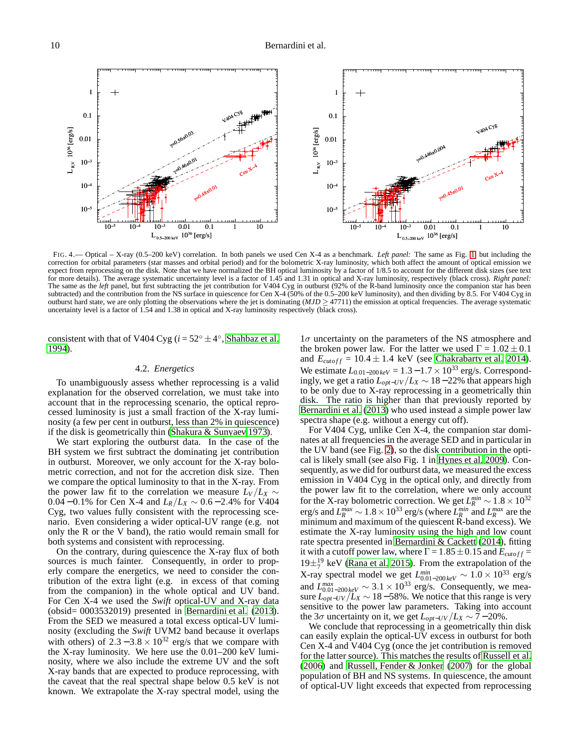FIG. 4.— Optical – X-ray (0.5–200 keV) correlation. In both panels we used Cen X-4 as a benchmark. *Left panel:* The same as Fig. 1 but including the correction for orbital parameters (star masses and orbital period) and for the bolometric X-ray luminosity, which both affect the amount of optical emission we expect from reprocessing on the disk. Note that we have normalized the BH optical luminosity by a factor of 1/8.5 to account for the different disk sizes (see text for more details). The average systematic uncertainty level is a factor of 1.45 and 1.31 in optical and X-ray luminosity, respectively (black cross). *Right panel:* The same as the *left* panel, but first subtracting the jet contribution for V404 Cyg in outburst (92% of the R-band luminosity once the companion star has been subtracted) and the contribution from the NS surface in quiescence for Cen X-4 (50% of the 0.5–200 keV luminosity), and then dividing by 8.5. For V404 Cyg in outburst hard state, we are only plotting the observations where the jet is dominating ($MJD \geq 47711$) the emission at optical frequencies. The average systematic uncertainty level is a factor of 1.54 and 1.38 in optical and X-ray luminosity respectively (black cross).

consistent with that of V404 Cyg ($i = 52^\circ \pm 4^\circ$, Shahbaz et al. 1994).

### 4.2. *Energetics*

To unambiguously assess whether reprocessing is a valid explanation for the observed correlation, we must take into account that in the reprocessing scenario, the optical reprocessed luminosity is just a small fraction of the X-ray luminosity (a few per cent in outburst, less than 2% in quiescence) if the disk is geometrically thin (Shakura & Sunyaev 1973).

We start exploring the outburst data. In the case of the BH system we first subtract the dominating jet contribution in outburst. Moreover, we only account for the X-ray bolometric correction, and not for the accretion disk size. Then we compare the optical luminosity to that in the X-ray. From the power law fit to the correlation we measure $L_V/L_X \sim 0.04-0.1\%$ for Cen X-4 and $L_R/L_X \sim 0.6-2.4\%$ for V404 Cyg, two values fully consistent with the reprocessing scenario. Even considering a wider optical-UV range (e.g. not only the R or the V band), the ratio would remain small for both systems and consistent with reprocessing.

On the contrary, during quiescence the X-ray flux of both sources is much fainter. Consequently, in order to properly compare the energetics, we need to consider the contribution of the extra light (e.g. in excess of that coming from the companion) in the whole optical and UV band. For Cen X-4 we used the *Swift* optical-UV and X-ray data (obsid= 0003532019) presented in Bernardini et al. (2013). From the SED we measured a total excess optical-UV luminosity (excluding the *Swift* UVM2 band because it overlaps with others) of $2.3-3.8 \times 10^{32}$ erg/s that we compare with the X-ray luminosity. We here use the 0.01–200 keV luminosity, where we also include the extreme UV and the soft X-ray bands that are expected to produce reprocessing, with the caveat that the real spectral shape below 0.5 keV is not known. We extrapolate the X-ray spectral model, using the $1\sigma$ uncertainty on the parameters of the NS atmosphere and the broken power law. For the latter we used $\Gamma = 1.02 \pm 0.1$ and $E_{cutoff} = 10.4 \pm 1.4$ keV (see Chakrabarty et al. 2014). We estimate $L_{0.01-200\,keV} = 1.3-1.7 \times 10^{33}$ erg/s. Correspondingly, we get a ratio $L_{opt-UV}/L_X \sim 18-22\%$ that appears high to be only due to X-ray reprocessing in a geometrically thin disk. The ratio is higher than that previously reported by Bernardini et al. (2013) who used instead a simple power law spectra shape (e.g. without a energy cut off).

For V404 Cyg, unlike Cen X-4, the companion star dominates at all frequencies in the average SED and in particular in the UV band (see Fig. 2), so the disk contribution in the optical is likely small (see also Fig. 1 in Hynes et al. 2009). Consequently, as we did for outburst data, we measured the excess emission in V404 Cyg in the optical only, and directly from the power law fit to the correlation, where we only account for the X-ray bolometric correction. We get $L_R^{min} \sim 1.8 \times 10^{32}$ erg/s and $L_R^{max} \sim 1.8 \times 10^{33}$ erg/s (where $L_R^{min}$ and $L_R^{max}$ are the minimum and maximum of the quiescent R-band excess). We estimate the X-ray luminosity using the high and low count rate spectra presented in Bernardini & Cackett (2014), fitting it with a cutoff power law, where $\Gamma = 1.85 \pm 0.15$ and $E_{cutoff} = 19^{+19}_{-7}$ keV (Rana et al. 2015). From the extrapolation of the X-ray spectral model we get $L_{0.01-200\,keV}^{min} \sim 1.0 \times 10^{33}$ erg/s and $L_{0.01-200\,keV}^{max} \sim 3.1 \times 10^{33}$ erg/s. Consequently, we measure $L_{opt-UV}/L_X \sim 18-58\%$. We notice that this range is very sensitive to the power law parameters. Taking into account the $3\sigma$ uncertainty on it, we get $L_{opt-UV}/L_X \sim 7-20\%$.

We conclude that reprocessing in a geometrically thin disk can easily explain the optical-UV excess in outburst for both Cen X-4 and V404 Cyg (once the jet contribution is removed for the latter source). This matches the results of Russell et al. (2006) and Russell, Fender & Jonker (2007) for the global population of BH and NS systems. In quiescence, the amount of optical-UV light exceeds that expected from reprocessing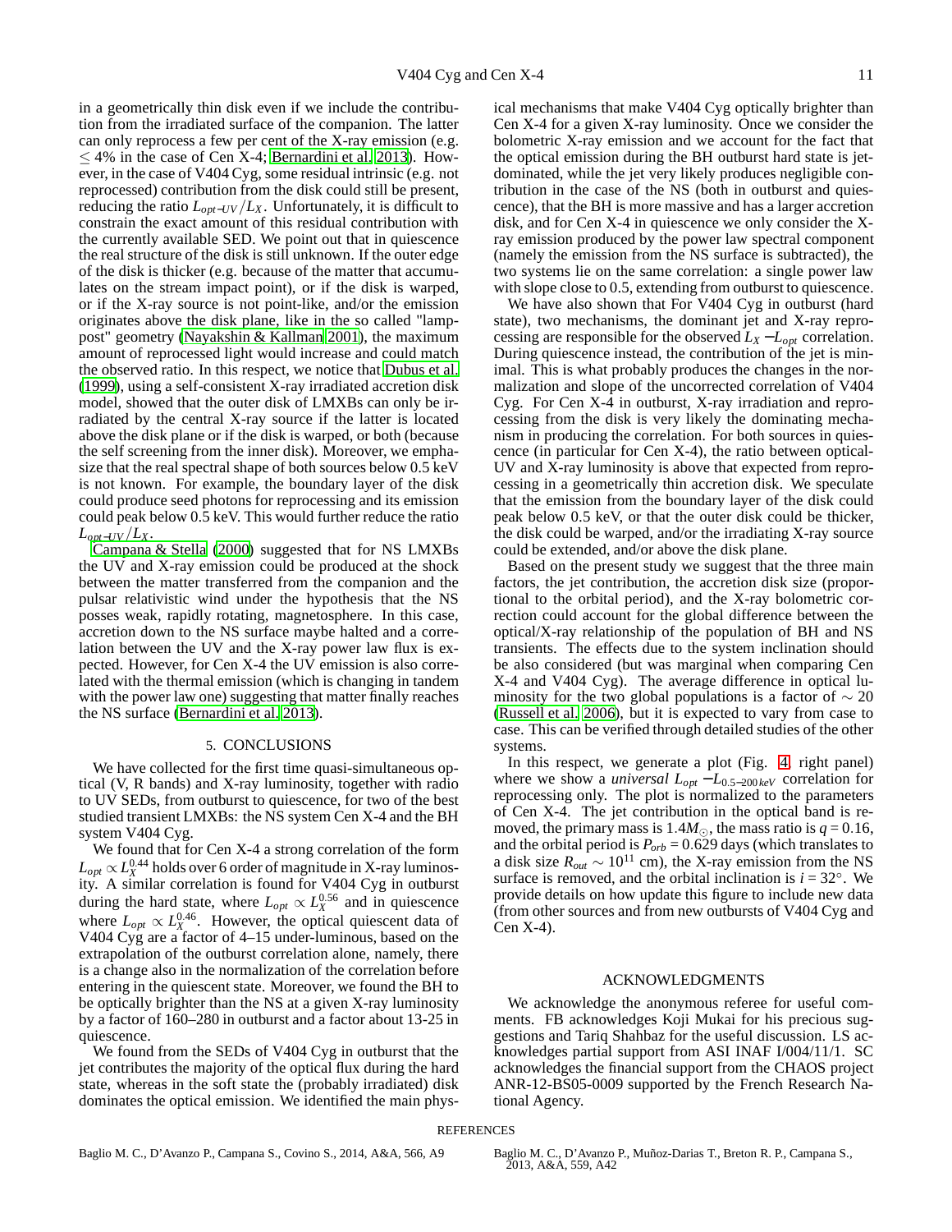in a geometrically thin disk even if we include the contribution from the irradiated surface of the companion. The latter can only reprocess a few per cent of the X-ray emission (e.g. $\leq 4\%$ in the case of Cen X-4; Bernardini et al. 2013). However, in the case of V404 Cyg, some residual intrinsic (e.g. not reprocessed) contribution from the disk could still be present, reducing the ratio $L_{opt-UV}/L_X$. Unfortunately, it is difficult to constrain the exact amount of this residual contribution with the currently available SED. We point out that in quiescence the real structure of the disk is still unknown. If the outer edge of the disk is thicker (e.g. because of the matter that accumulates on the stream impact point), or if the disk is warped, or if the X-ray source is not point-like, and/or the emission originates above the disk plane, like in the so called "lamp-post" geometry (Nayakshin & Kallman 2001), the maximum amount of reprocessed light would increase and could match the observed ratio. In this respect, we notice that Dubus et al. (1999), using a self-consistent X-ray irradiated accretion disk model, showed that the outer disk of LMXBs can only be irradiated by the central X-ray source if the latter is located above the disk plane or if the disk is warped, or both (because the self screening from the inner disk). Moreover, we emphasize that the real spectral shape of both sources below 0.5 keV is not known. For example, the boundary layer of the disk could produce seed photons for reprocessing and its emission could peak below 0.5 keV. This would further reduce the ratio $L_{opt-UV}/L_X$.

Campana & Stella (2000) suggested that for NS LMXBs the UV and X-ray emission could be produced at the shock between the matter transferred from the companion and the pulsar relativistic wind under the hypothesis that the NS posses weak, rapidly rotating, magnetosphere. In this case, accretion down to the NS surface maybe halted and a correlation between the UV and the X-ray power law flux is expected. However, for Cen X-4 the UV emission is also correlated with the thermal emission (which is changing in tandem with the power law one) suggesting that matter finally reaches the NS surface (Bernardini et al. 2013).

## 5. CONCLUSIONS

We have collected for the first time quasi-simultaneous optical (V, R bands) and X-ray luminosity, together with radio to UV SEDs, from outburst to quiescence, for two of the best studied transient LMXBs: the NS system Cen X-4 and the BH system V404 Cyg.

We found that for Cen X-4 a strong correlation of the form $L_{opt} \propto L_X^{0.44}$ holds over 6 order of magnitude in X-ray luminosity. A similar correlation is found for V404 Cyg in outburst during the hard state, where $L_{opt} \propto L_X^{0.56}$ and in quiescence where $L_{opt} \propto L_X^{0.46}$. However, the optical quiescent data of V404 Cyg are a factor of 4–15 under-luminous, based on the extrapolation of the outburst correlation alone, namely, there is a change also in the normalization of the correlation before entering in the quiescent state. Moreover, we found the BH to be optically brighter than the NS at a given X-ray luminosity by a factor of 160–280 in outburst and a factor about 13-25 in quiescence.

We found from the SEDs of V404 Cyg in outburst that the jet contributes the majority of the optical flux during the hard state, whereas in the soft state the (probably irradiated) disk dominates the optical emission. We identified the main physical mechanisms that make V404 Cyg optically brighter than Cen X-4 for a given X-ray luminosity. Once we consider the bolometric X-ray emission and we account for the fact that the optical emission during the BH outburst hard state is jet-dominated, while the jet very likely produces negligible contribution in the case of the NS (both in outburst and quiescence), that the BH is more massive and has a larger accretion disk, and for Cen X-4 in quiescence we only consider the X-ray emission produced by the power law spectral component (namely the emission from the NS surface is subtracted), the two systems lie on the same correlation: a single power law with slope close to 0.5, extending from outburst to quiescence.

We have also shown that For V404 Cyg in outburst (hard state), two mechanisms, the dominant jet and X-ray reprocessing are responsible for the observed $L_X - L_{opt}$ correlation. During quiescence instead, the contribution of the jet is minimal. This is what probably produces the changes in the normalization and slope of the uncorrected correlation of V404 Cyg. For Cen X-4 in outburst, X-ray irradiation and reprocessing from the disk is very likely the dominating mechanism in producing the correlation. For both sources in quiescence (in particular for Cen X-4), the ratio between optical-UV and X-ray luminosity is above that expected from reprocessing in a geometrically thin accretion disk. We speculate that the emission from the boundary layer of the disk could peak below 0.5 keV, or that the outer disk could be thicker, the disk could be warped, and/or the irradiating X-ray source could be extended, and/or above the disk plane.

Based on the present study we suggest that the three main factors, the jet contribution, the accretion disk size (proportional to the orbital period), and the X-ray bolometric correction could account for the global difference between the optical/X-ray relationship of the population of BH and NS transients. The effects due to the system inclination should be also considered (but was marginal when comparing Cen X-4 and V404 Cyg). The average difference in optical luminosity for the two global populations is a factor of $\sim 20$ (Russell et al. 2006), but it is expected to vary from case to case. This can be verified through detailed studies of the other systems.

In this respect, we generate a plot (Fig. 4 right panel) where we show a *universal* $L_{opt} - L_{0.5-200\,keV}$ correlation for reprocessing only. The plot is normalized to the parameters of Cen X-4. The jet contribution in the optical band is removed, the primary mass is $1.4 M_{\odot}$, the mass ratio is $q = 0.16$, and the orbital period is $P_{orb} = 0.629$ days (which translates to a disk size $R_{out} \sim 10^{11}$ cm), the X-ray emission from the NS surface is removed, and the orbital inclination is $i = 32^{\circ}$. We provide details on how update this figure to include new data (from other sources and from new outbursts of V404 Cyg and Cen X-4).

## ACKNOWLEDGMENTS

We acknowledge the anonymous referee for useful comments. FB acknowledges Koji Mukai for his precious suggestions and Tariq Shahbaz for the useful discussion. LS acknowledges partial support from ASI INAF I/004/11/1. SC acknowledges the financial support from the CHAOS project ANR-12-BS05-0009 supported by the French Research National Agency.

## REFERENCES

Baglio M. C., D'Avanzo P., Campana S., Covino S., 2014, A&A, 566, A9

Baglio M. C., D'Avanzo P., Muñoz-Darias T., Breton R. P., Campana S., 2013, A&A, 559, A42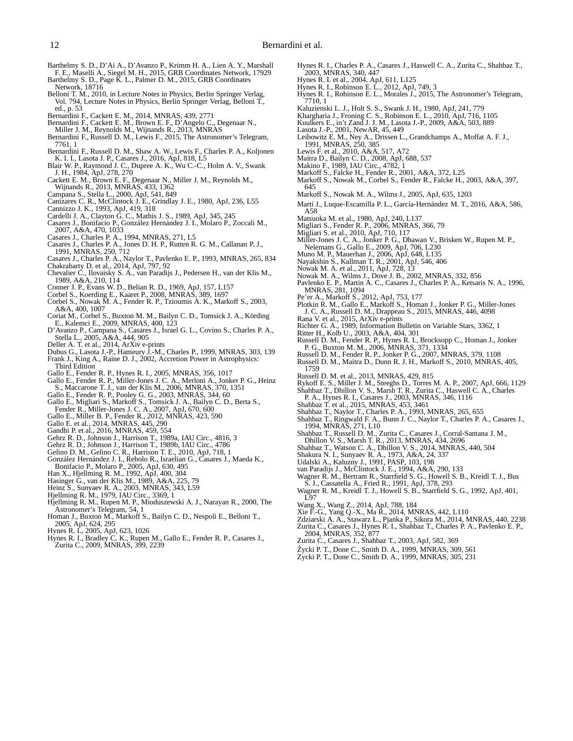Barthelmy S. D., D'Ai A., D'Avanzo P., Krimm H. A., Lien A. Y., Marshall F. E., Maselli A., Siegel M. H., 2015, GRB Coordinates Network, 17929
Barthelmy S. D., Page K. L., Palmer D. M., 2015, GRB Coordinates Network, 18716
Belloni T. M., 2010, in Lecture Notes in Physics, Berlin Springer Verlag, Vol. 794, Lecture Notes in Physics, Berlin Springer Verlag, Belloni T., ed., p. 53
Bernardini F., Cackett E. M., 2014, MNRAS, 439, 2771
Bernardini F., Cackett E. M., Brown E. F., D'Angelo C., Degenaar N., Miller J. M., Reynolds M., Wijnands R., 2013, MNRAS
Bernardini F., Russell D. M., Lewis F., 2015, The Astronomer's Telegram, 7761, 1
Bernardini F., Russell D. M., Shaw A. W., Lewis F., Charles P. A., Koljonen K. I. I., Lasota J. P., Casares J., 2016, ApJ, 818, L5
Blair W. P., Raymond J. C., Dupree A. K., Wu C.-C., Holm A. V., Swank J. H., 1984, ApJ, 278, 270
Cackett E. M., Brown E. F., Degenaar N., Miller J. M., Reynolds M., Wijnands R., 2013, MNRAS, 433, 1362
Campana S., Stella L., 2000, ApJ, 541, 849
Canizares C. R., McClintock J. E., Grindlay J. E., 1980, ApJ, 236, L55
Cannizzo J. K., 1993, ApJ, 419, 318
Cardelli J. A., Clayton G. C., Mathis J. S., 1989, ApJ, 345, 245
Casares J., Bonifacio P., González Hernández J. I., Molaro P., Zoccali M., 2007, A&A, 470, 1033
Casares J., Charles P. A., 1994, MNRAS, 271, L5
Casares J., Charles P. A., Jones D. H. P., Rutten R. G. M., Callanan P. J., 1991, MNRAS, 250, 712
Casares J., Charles P. A., Naylor T., Pavlenko E. P., 1993, MNRAS, 265, 834
Chakrabarty D. et al., 2014, ApJ, 797, 92
Chevalier C., Ilovaisky S. A., van Paradijs J., Pedersen H., van der Klis M., 1989, A&A, 210, 114
Conner J. P., Evans W. D., Belian R. D., 1969, ApJ, 157, L157
Corbel S., Koerding E., Kaaret P., 2008, MNRAS, 389, 1697
Corbel S., Nowak M. A., Fender R. P., Tzioumis A. K., Markoff S., 2003, A&A, 400, 1007
Coriat M., Corbel S., Buxton M. M., Bailyn C. D., Tomsick J. A., Körding E., Kalemci E., 2009, MNRAS, 400, 123
D'Avanzo P., Campana S., Casares J., Israel G. L., Covino S., Charles P. A., Stella L., 2005, A&A, 444, 905
Deller A. T. et al., 2014, ArXiv e-prints
Dubus G., Lasota J.-P., Hameury J.-M., Charles P., 1999, MNRAS, 303, 139
Frank J., King A., Raine D. J., 2002, Accretion Power in Astrophysics: Third Edition
Gallo E., Fender R. P., Hynes R. I., 2005, MNRAS, 356, 1017
Gallo E., Fender R. P., Miller-Jones J. C. A., Merloni A., Jonker P. G., Heinz S., Maccarone T. J., van der Klis M., 2006, MNRAS, 370, 1351
Gallo E., Fender R. P., Pooley G. G., 2003, MNRAS, 344, 60
Gallo E., Migliari S., Markoff S., Tomsick J. A., Bailyn C. D., Berta S., Fender R., Miller-Jones J. C. A., 2007, ApJ, 670, 600
Gallo E., Miller B. P., Fender R., 2012, MNRAS, 423, 590
Gallo E. et al., 2014, MNRAS, 445, 290
Gandhi P. et al., 2016, MNRAS, 459, 554
Gehrz R. D., Johnson J., Harrison T., 1989a, IAU Circ., 4816, 3
Gehrz R. D., Johnson J., Harrison T., 1989b, IAU Circ., 4786
Gelino D. M., Gelino C. R., Harrison T. E., 2010, ApJ, 718, 1
González Hernández J. I., Rebolo R., Israelian G., Casares J., Maeda K., Bonifacio P., Molaro P., 2005, ApJ, 630, 495
Han X., Hjellming R. M., 1992, ApJ, 400, 304
Hasinger G., van der Klis M., 1989, A&A, 225, 79
Heinz S., Sunyaev R. A., 2003, MNRAS, 343, L59
Hjellming R. M., 1979, IAU Circ., 3369, 1
Hjellming R. M., Rupen M. P., Mioduszewski A. J., Narayan R., 2000, The Astronomer's Telegram, 54, 1
Homan J., Buxton M., Markoff S., Bailyn C. D., Nespoli E., Belloni T., 2005, ApJ, 624, 295
Hynes R. I., 2005, ApJ, 623, 1026
Hynes R. I., Bradley C. K., Rupen M., Gallo E., Fender R. P., Casares J., Zurita C., 2009, MNRAS, 399, 2239
Hynes R. I., Charles P. A., Casares J., Haswell C. A., Zurita C., Shahbaz T., 2003, MNRAS, 340, 447
Hynes R. I. et al., 2004, ApJ, 611, L125
Hynes R. I., Robinson E. L., 2012, ApJ, 749, 3
Hynes R. I., Robinson E. L., Morales J., 2015, The Astronomer's Telegram, 7710, 1
Kaluzienski L. J., Holt S. S., Swank J. H., 1980, ApJ, 241, 779
Khargharia J., Froning C. S., Robinson E. L., 2010, ApJ, 716, 1105
Kuulkers E., in't Zand J. J. M., Lasota J.-P., 2009, A&A, 503, 889
Lasota J.-P., 2001, NewAR, 45, 449
Leibowitz E. M., Ney A., Drissen L., Grandchamps A., Moffat A. F. J., 1991, MNRAS, 250, 385
Lewis F. et al., 2010, A&A, 517, A72
Maitra D., Bailyn C. D., 2008, ApJ, 688, 537
Makino F., 1989, IAU Circ., 4782, 1
Markoff S., Falcke H., Fender R., 2001, A&A, 372, L25
Markoff S., Nowak M., Corbel S., Fender R., Falcke H., 2003, A&A, 397, 645
Markoff S., Nowak M. A., Wilms J., 2005, ApJ, 635, 1203
Martí J., Luque-Escamilla P. L., García-Hernández M. T., 2016, A&A, 586, A58
Matsuoka M. et al., 1980, ApJ, 240, L137
Migliari S., Fender R. P., 2006, MNRAS, 366, 79
Migliari S. et al., 2010, ApJ, 710, 117
Miller-Jones J. C. A., Jonker P. G., Dhawan V., Brisken W., Rupen M. P., Nelemans G., Gallo E., 2009, ApJ, 706, L230
Muno M. P., Mauerhan J., 2006, ApJ, 648, L135
Nayakshin S., Kallman T. R., 2001, ApJ, 546, 406
Nowak M. A. et al., 2011, ApJ, 728, 13
Nowak M. A., Wilms J., Dove J. B., 2002, MNRAS, 332, 856
Pavlenko E. P., Martin A. C., Casares J., Charles P. A., Ketsaris N. A., 1996, MNRAS, 281, 1094
Pe'er A., Markoff S., 2012, ApJ, 753, 177
Plotkin R. M., Gallo E., Markoff S., Homan J., Jonker P. G., Miller-Jones J. C. A., Russell D. M., Drappeau S., 2015, MNRAS, 446, 4098
Rana V. et al., 2015, ArXiv e-prints
Richter G. A., 1989, Information Bulletin on Variable Stars, 3362, 1
Ritter H., Kolb U., 2003, A&A, 404, 301
Russell D. M., Fender R. P., Hynes R. I., Brocksopp C., Homan J., Jonker P. G., Buxton M. M., 2006, MNRAS, 371, 1334
Russell D. M., Fender R. P., Jonker P. G., 2007, MNRAS, 379, 1108
Russell D. M., Maitra D., Dunn R. J. H., Markoff S., 2010, MNRAS, 405, 1759
Russell D. M. et al., 2013, MNRAS, 429, 815
Rykoff E. S., Miller J. M., Steeghs D., Torres M. A. P., 2007, ApJ, 666, 1129
Shahbaz T., Dhillon V. S., Marsh T. R., Zurita C., Haswell C. A., Charles P. A., Hynes R. I., Casares J., 2003, MNRAS, 346, 1116
Shahbaz T. et al., 2015, MNRAS, 453, 3461
Shahbaz T., Naylor T., Charles P. A., 1993, MNRAS, 265, 655
Shahbaz T., Ringwald F. A., Bunn J. C., Naylor T., Charles P. A., Casares J., 1994, MNRAS, 271, L10
Shahbaz T., Russell D. M., Zurita C., Casares J., Corral-Santana J. M., Dhillon V. S., Marsh T. R., 2013, MNRAS, 434, 2696
Shahbaz T., Watson C. A., Dhillon V. S., 2014, MNRAS, 440, 504
Shakura N. I., Sunyaev R. A., 1973, A&A, 24, 337
Udalski A., Kaluzny J., 1991, PASP, 103, 198
van Paradijs J., McClintock J. E., 1994, A&A, 290, 133
Wagner R. M., Bertram R., Starrfield S. G., Howell S. B., Kreidl T. J., Bus S. J., Cassatella A., Fried R., 1991, ApJ, 378, 293
Wagner R. M., Kreidl T. J., Howell S. B., Starrfield S. G., 1992, ApJ, 401, L97
Wang X., Wang Z., 2014, ApJ, 788, 184
Xie F.-G., Yang Q.-X., Ma R., 2014, MNRAS, 442, L110
Zdziarski A. A., Stawarz Ł., Pjanka P., Sikora M., 2014, MNRAS, 440, 2238
Zurita C., Casares J., Hynes R. I., Shahbaz T., Charles P. A., Pavlenko E. P., 2004, MNRAS, 352, 877
Zurita C., Casares J., Shahbaz T., 2003, ApJ, 582, 369
Życki P. T., Done C., Smith D. A., 1999, MNRAS, 309, 561
Zycki P. T., Done C., Smith D. A., 1999, MNRAS, 305, 231